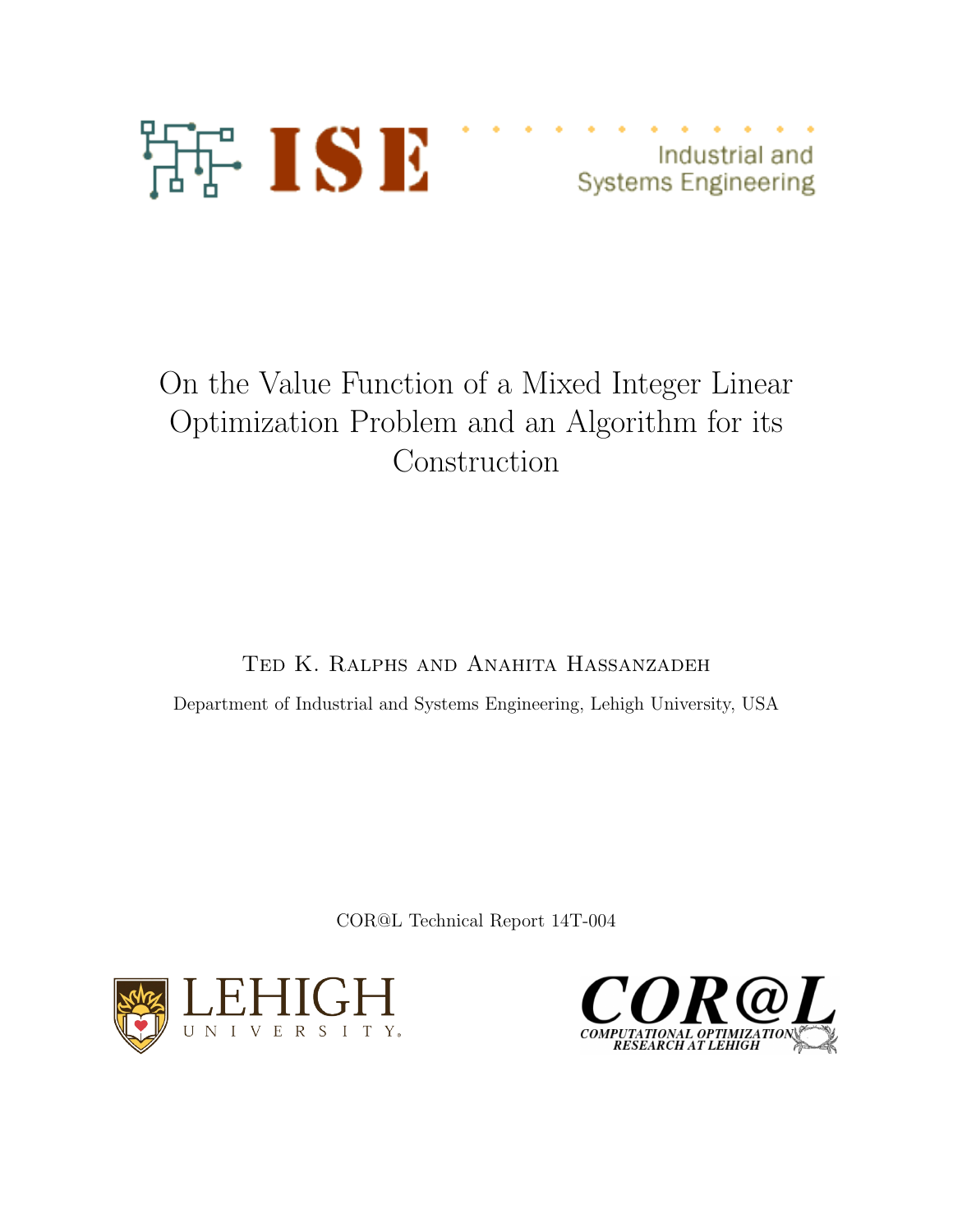ISE Industrial and Systems Engineering

# On the Value Function of a Mixed Integer Linear Optimization Problem and an Algorithm for its Construction

Ted K. Ralphs and Anahita Hassanzadeh

Department of Industrial and Systems Engineering, Lehigh University, USA

COR@L Technical Report 14T-004

LEHIGH UNIVERSITY

COR@L COMPUTATIONAL OPTIMIZATION RESEARCH AT LEHIGH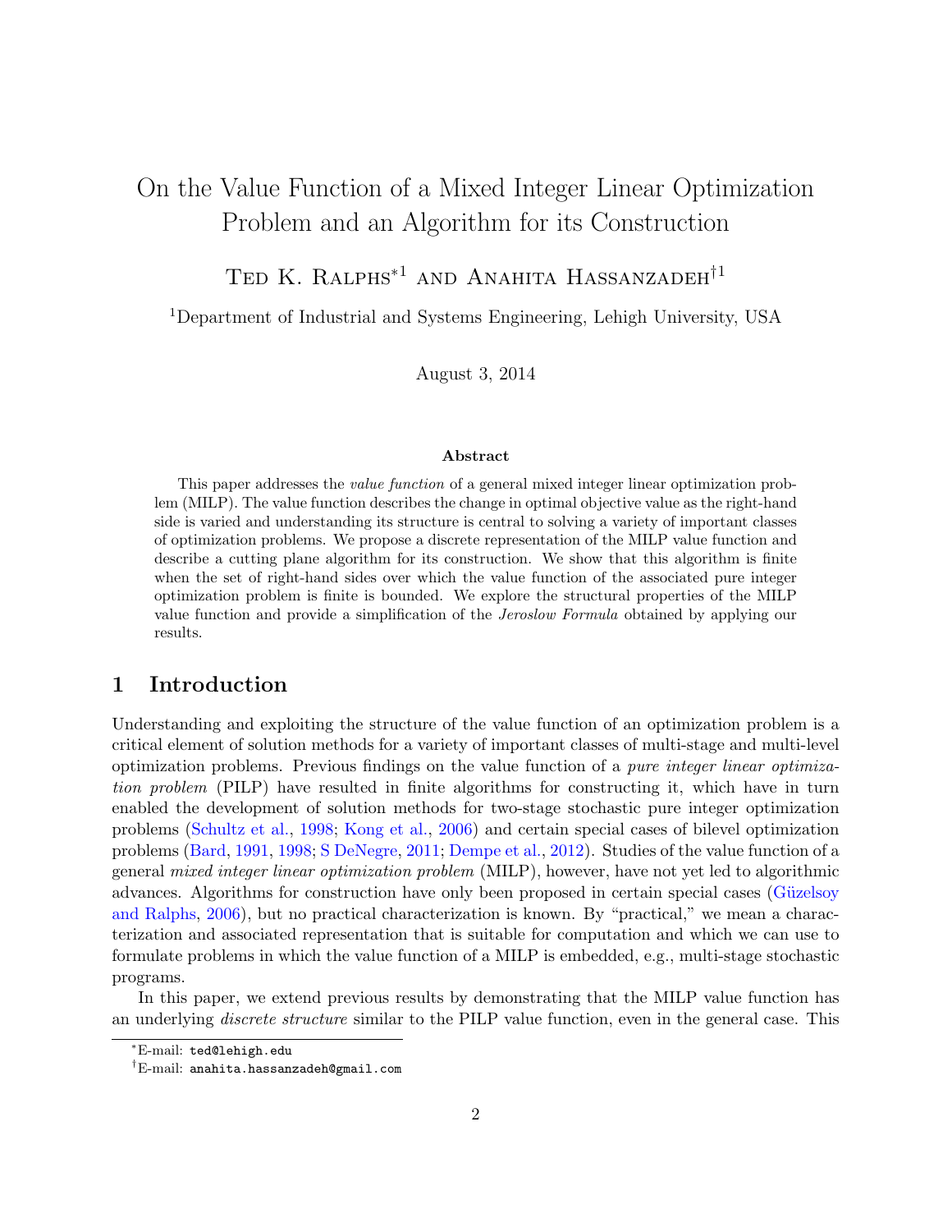# On the Value Function of a Mixed Integer Linear Optimization Problem and an Algorithm for its Construction

Ted K. Ralphs*[1] and Anahita Hassanzadeh†[1]

[1]Department of Industrial and Systems Engineering, Lehigh University, USA

August 3, 2014

### Abstract

This paper addresses the *value function* of a general mixed integer linear optimization problem (MILP). The value function describes the change in optimal objective value as the right-hand side is varied and understanding its structure is central to solving a variety of important classes of optimization problems. We propose a discrete representation of the MILP value function and describe a cutting plane algorithm for its construction. We show that this algorithm is finite when the set of right-hand sides over which the value function of the associated pure integer optimization problem is finite is bounded. We explore the structural properties of the MILP value function and provide a simplification of the *Jeroslow Formula* obtained by applying our results.

## 1 Introduction

Understanding and exploiting the structure of the value function of an optimization problem is a critical element of solution methods for a variety of important classes of multi-stage and multi-level optimization problems. Previous findings on the value function of a *pure integer linear optimization problem* (PILP) have resulted in finite algorithms for constructing it, which have in turn enabled the development of solution methods for two-stage stochastic pure integer optimization problems (Schultz et al., 1998; Kong et al., 2006) and certain special cases of bilevel optimization problems (Bard, 1991, 1998; S DeNegre, 2011; Dempe et al., 2012). Studies of the value function of a general *mixed integer linear optimization problem* (MILP), however, have not yet led to algorithmic advances. Algorithms for construction have only been proposed in certain special cases (Güzelsoy and Ralphs, 2006), but no practical characterization is known. By "practical," we mean a characterization and associated representation that is suitable for computation and which we can use to formulate problems in which the value function of a MILP is embedded, e.g., multi-stage stochastic programs.

In this paper, we extend previous results by demonstrating that the MILP value function has an underlying *discrete structure* similar to the PILP value function, even in the general case. This

*E-mail: ted@lehigh.edu

†E-mail: anahita.hassanzadeh@gmail.com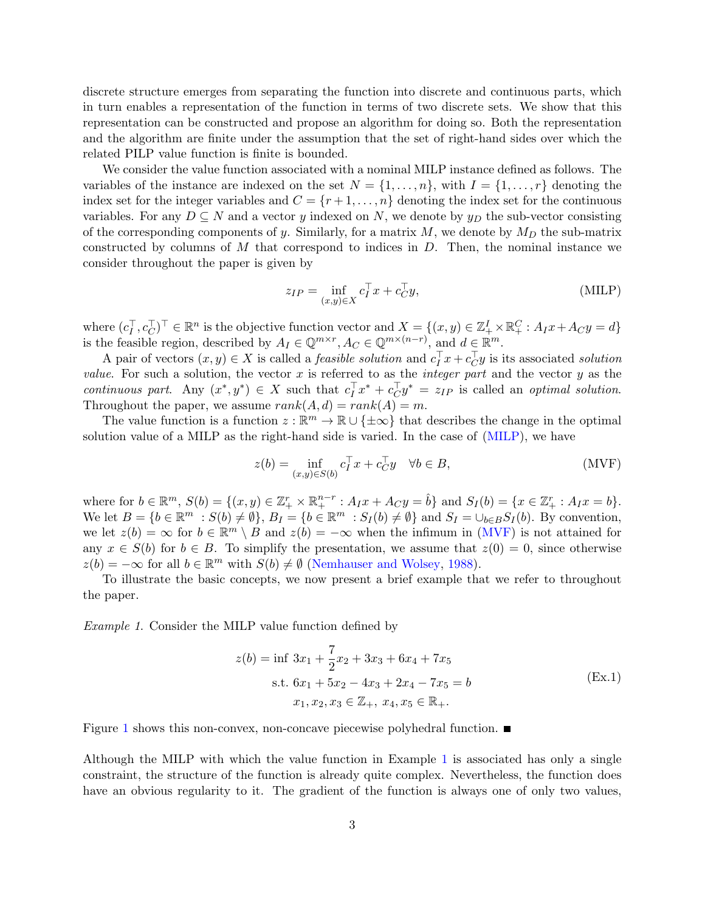discrete structure emerges from separating the function into discrete and continuous parts, which in turn enables a representation of the function in terms of two discrete sets. We show that this representation can be constructed and propose an algorithm for doing so. Both the representation and the algorithm are finite under the assumption that the set of right-hand sides over which the related PILP value function is finite is bounded.

We consider the value function associated with a nominal MILP instance defined as follows. The variables of the instance are indexed on the set $N = \{1, \dots, n\}$, with $I = \{1, \dots, r\}$ denoting the index set for the integer variables and $C = \{r+1, \dots, n\}$ denoting the index set for the continuous variables. For any $D \subseteq N$ and a vector $y$ indexed on $N$, we denote by $y_D$ the sub-vector consisting of the corresponding components of $y$. Similarly, for a matrix $M$, we denote by $M_D$ the sub-matrix constructed by columns of $M$ that correspond to indices in $D$. Then, the nominal instance we consider throughout the paper is given by

$$z_{IP} = \inf_{(x,y)\in X} c_I^\top x + c_C^\top y, \tag{MILP}$$

where $(c_I^\top, c_C^\top)^\top \in \mathbb{R}^n$ is the objective function vector and $X = \{(x,y) \in \mathbb{Z}_+^I \times \mathbb{R}_+^C : A_I x + A_C y = d\}$ is the feasible region, described by $A_I \in \mathbb{Q}^{m\times r}, A_C \in \mathbb{Q}^{m\times(n-r)}$, and $d \in \mathbb{R}^m$.

A pair of vectors $(x,y) \in X$ is called a *feasible solution* and $c_I^\top x + c_C^\top y$ is its associated *solution value*. For such a solution, the vector $x$ is referred to as the *integer part* and the vector $y$ as the *continuous part*. Any $(x^*, y^*) \in X$ such that $c_I^\top x^* + c_C^\top y^* = z_{IP}$ is called an *optimal solution*. Throughout the paper, we assume $rank(A,d) = rank(A) = m$.

The value function is a function $z : \mathbb{R}^m \to \mathbb{R} \cup \{\pm\infty\}$ that describes the change in the optimal solution value of a MILP as the right-hand side is varied. In the case of (MILP), we have

$$z(b) = \inf_{(x,y)\in S(b)} c_I^\top x + c_C^\top y \quad \forall b \in B, \tag{MVF}$$

where for $b \in \mathbb{R}^m$, $S(b) = \{(x,y) \in \mathbb{Z}_+^r \times \mathbb{R}_+^{n-r} : A_I x + A_C y = \hat{b}\}$ and $S_I(b) = \{x \in \mathbb{Z}_+^r : A_I x = b\}$. We let $B = \{b \in \mathbb{R}^m : S(b) \neq \emptyset\}$, $B_I = \{b \in \mathbb{R}^m : S_I(b) \neq \emptyset\}$ and $S_I = \cup_{b\in B} S_I(b)$. By convention, we let $z(b) = \infty$ for $b \in \mathbb{R}^m \setminus B$ and $z(b) = -\infty$ when the infimum in (MVF) is not attained for any $x \in S(b)$ for $b \in B$. To simplify the presentation, we assume that $z(0) = 0$, since otherwise $z(b) = -\infty$ for all $b \in \mathbb{R}^m$ with $S(b) \neq \emptyset$ (Nemhauser and Wolsey, 1988).

To illustrate the basic concepts, we now present a brief example that we refer to throughout the paper.

*Example 1.* Consider the MILP value function defined by

$$\begin{aligned} z(b) = \inf\ & 3x_1 + \frac{7}{2}x_2 + 3x_3 + 6x_4 + 7x_5 \\ \text{s.t. } & 6x_1 + 5x_2 - 4x_3 + 2x_4 - 7x_5 = b \\ & x_1, x_2, x_3 \in \mathbb{Z}_+,\ x_4, x_5 \in \mathbb{R}_+. \end{aligned} \tag{Ex.1}$$

Figure 1 shows this non-convex, non-concave piecewise polyhedral function. ■

Although the MILP with which the value function in Example 1 is associated has only a single constraint, the structure of the function is already quite complex. Nevertheless, the function does have an obvious regularity to it. The gradient of the function is always one of only two values,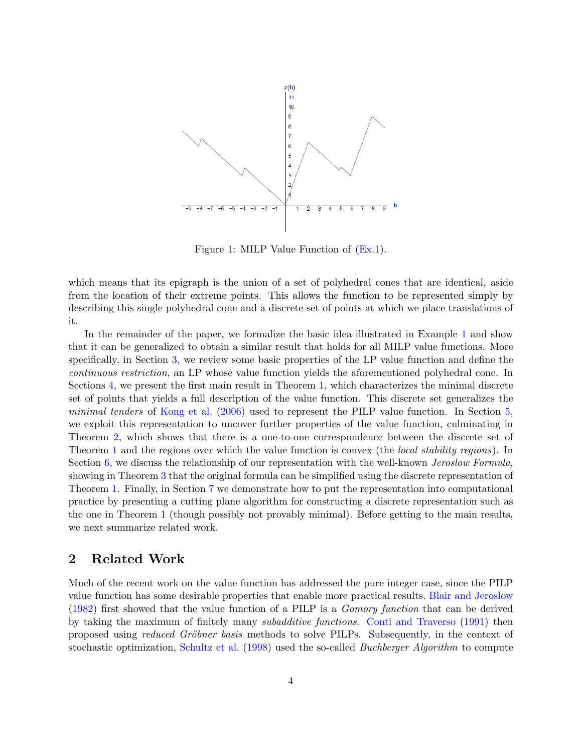Figure 1: MILP Value Function of (Ex.1).

which means that its epigraph is the union of a set of polyhedral cones that are identical, aside from the location of their extreme points. This allows the function to be represented simply by describing this single polyhedral cone and a discrete set of points at which we place translations of it.

In the remainder of the paper, we formalize the basic idea illustrated in Example 1 and show that it can be generalized to obtain a similar result that holds for all MILP value functions. More specifically, in Section 3, we review some basic properties of the LP value function and define the *continuous restriction*, an LP whose value function yields the aforementioned polyhedral cone. In Sections 4, we present the first main result in Theorem 1, which characterizes the minimal discrete set of points that yields a full description of the value function. This discrete set generalizes the *minimal tenders* of Kong et al. (2006) used to represent the PILP value function. In Section 5, we exploit this representation to uncover further properties of the value function, culminating in Theorem 2, which shows that there is a one-to-one correspondence between the discrete set of Theorem 1 and the regions over which the value function is convex (the *local stability regions*). In Section 6, we discuss the relationship of our representation with the well-known *Jeroslow Formula*, showing in Theorem 3 that the original formula can be simplified using the discrete representation of Theorem 1. Finally, in Section 7 we demonstrate how to put the representation into computational practice by presenting a cutting plane algorithm for constructing a discrete representation such as the one in Theorem 1 (though possibly not provably minimal). Before getting to the main results, we next summarize related work.

## 2 Related Work

Much of the recent work on the value function has addressed the pure integer case, since the PILP value function has some desirable properties that enable more practical results. Blair and Jeroslow (1982) first showed that the value function of a PILP is a *Gomory function* that can be derived by taking the maximum of finitely many *subadditive functions*. Conti and Traverso (1991) then proposed using *reduced Gröbner basis* methods to solve PILPs. Subsequently, in the context of stochastic optimization, Schultz et al. (1998) used the so-called *Buchberger Algorithm* to compute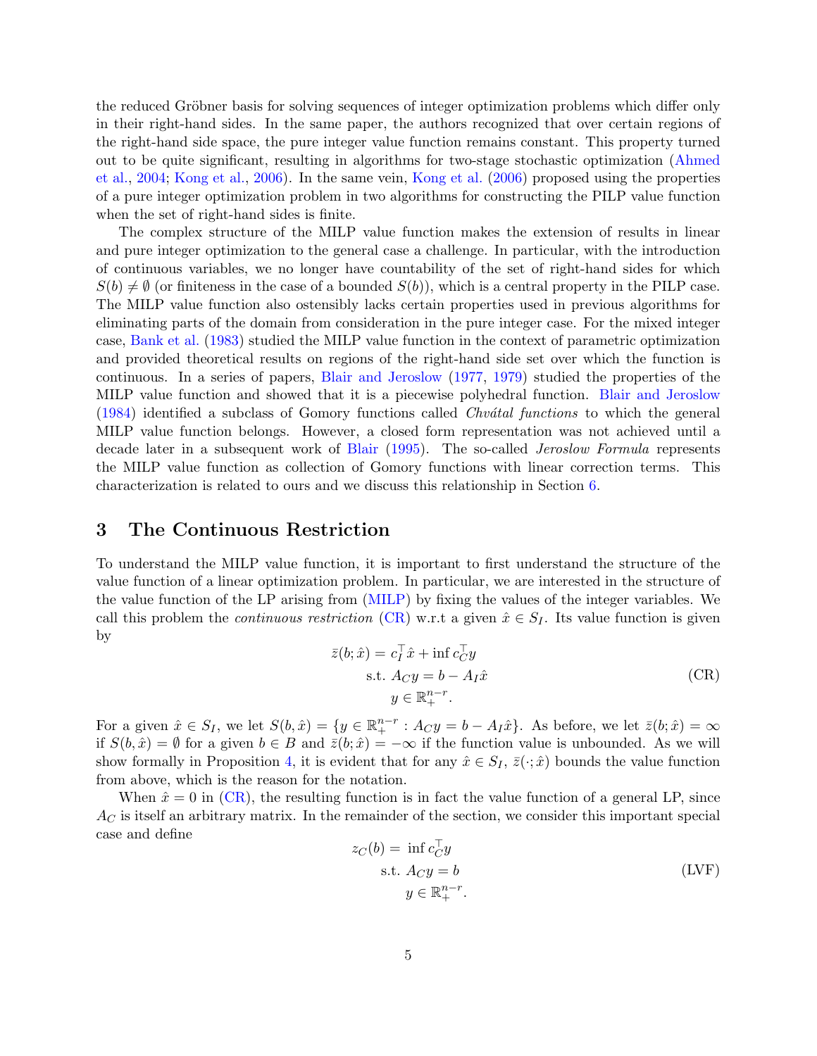the reduced Gröbner basis for solving sequences of integer optimization problems which differ only in their right-hand sides. In the same paper, the authors recognized that over certain regions of the right-hand side space, the pure integer value function remains constant. This property turned out to be quite significant, resulting in algorithms for two-stage stochastic optimization (Ahmed et al., 2004; Kong et al., 2006). In the same vein, Kong et al. (2006) proposed using the properties of a pure integer optimization problem in two algorithms for constructing the PILP value function when the set of right-hand sides is finite.

The complex structure of the MILP value function makes the extension of results in linear and pure integer optimization to the general case a challenge. In particular, with the introduction of continuous variables, we no longer have countability of the set of right-hand sides for which $S(b) \neq \emptyset$ (or finiteness in the case of a bounded $S(b)$), which is a central property in the PILP case. The MILP value function also ostensibly lacks certain properties used in previous algorithms for eliminating parts of the domain from consideration in the pure integer case. For the mixed integer case, Bank et al. (1983) studied the MILP value function in the context of parametric optimization and provided theoretical results on regions of the right-hand side set over which the function is continuous. In a series of papers, Blair and Jeroslow (1977, 1979) studied the properties of the MILP value function and showed that it is a piecewise polyhedral function. Blair and Jeroslow (1984) identified a subclass of Gomory functions called *Chvátal functions* to which the general MILP value function belongs. However, a closed form representation was not achieved until a decade later in a subsequent work of Blair (1995). The so-called *Jeroslow Formula* represents the MILP value function as collection of Gomory functions with linear correction terms. This characterization is related to ours and we discuss this relationship in Section 6.

# 3 The Continuous Restriction

To understand the MILP value function, it is important to first understand the structure of the value function of a linear optimization problem. In particular, we are interested in the structure of the value function of the LP arising from (MILP) by fixing the values of the integer variables. We call this problem the *continuous restriction* (CR) w.r.t a given $\hat{x} \in S_I$. Its value function is given by

$$\begin{aligned} \bar{z}(b;\hat{x}) = c_I^\top \hat{x} + \inf\, & c_C^\top y \\ \text{s.t. } & A_C y = b - A_I \hat{x} \\ & y \in \mathbb{R}^{n-r}_+. \end{aligned} \tag{CR}$$

For a given $\hat{x} \in S_I$, we let $S(b,\hat{x}) = \{y \in \mathbb{R}^{n-r}_+ : A_C y = b - A_I \hat{x}\}$. As before, we let $\bar{z}(b;\hat{x}) = \infty$ if $S(b,\hat{x}) = \emptyset$ for a given $b \in B$ and $\bar{z}(b;\hat{x}) = -\infty$ if the function value is unbounded. As we will show formally in Proposition 4, it is evident that for any $\hat{x} \in S_I$, $\bar{z}(\cdot;\hat{x})$ bounds the value function from above, which is the reason for the notation.

When $\hat{x} = 0$ in (CR), the resulting function is in fact the value function of a general LP, since $A_C$ is itself an arbitrary matrix. In the remainder of the section, we consider this important special case and define

$$\begin{aligned} z_C(b) = \inf\, & c_C^\top y \\ \text{s.t. } & A_C y = b \\ & y \in \mathbb{R}^{n-r}_+. \end{aligned} \tag{LVF}$$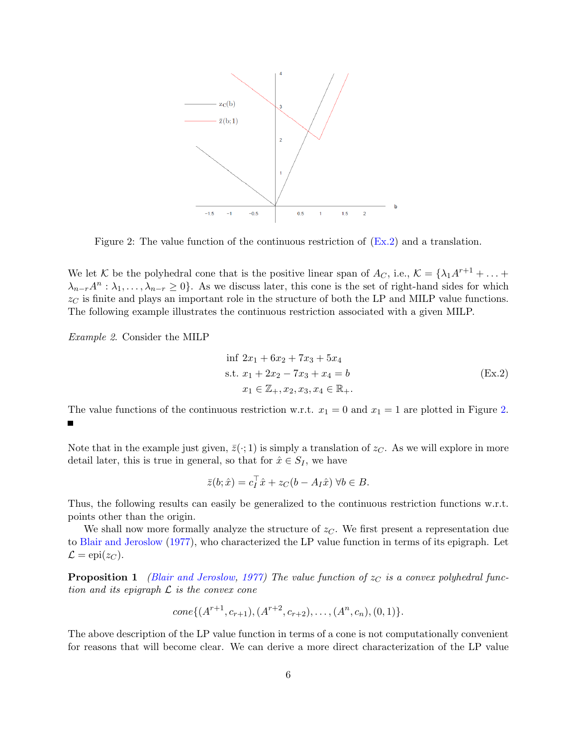Figure 2: The value function of the continuous restriction of (Ex.2) and a translation.

We let $\mathcal{K}$ be the polyhedral cone that is the positive linear span of $A_C$, i.e., $\mathcal{K} = \{\lambda_1 A^{r+1} + \ldots + \lambda_{n-r} A^n : \lambda_1, \ldots, \lambda_{n-r} \geq 0\}$. As we discuss later, this cone is the set of right-hand sides for which $z_C$ is finite and plays an important role in the structure of both the LP and MILP value functions. The following example illustrates the continuous restriction associated with a given MILP.

*Example 2.* Consider the MILP

$$
\begin{aligned}
\inf\ & 2x_1 + 6x_2 + 7x_3 + 5x_4 \\
\text{s.t. }\ & x_1 + 2x_2 - 7x_3 + x_4 = b \\
& x_1 \in \mathbb{Z}_+, x_2, x_3, x_4 \in \mathbb{R}_+.
\end{aligned} \tag{Ex.2}
$$

The value functions of the continuous restriction w.r.t. $x_1 = 0$ and $x_1 = 1$ are plotted in Figure 2. ■

Note that in the example just given, $\bar{z}(\cdot; 1)$ is simply a translation of $z_C$. As we will explore in more detail later, this is true in general, so that for $\hat{x} \in S_I$, we have

$$
\bar{z}(b; \hat{x}) = c_I^\top \hat{x} + z_C(b - A_I \hat{x}) \ \forall b \in B.
$$

Thus, the following results can easily be generalized to the continuous restriction functions w.r.t. points other than the origin.

We shall now more formally analyze the structure of $z_C$. We first present a representation due to Blair and Jeroslow (1977), who characterized the LP value function in terms of its epigraph. Let $\mathcal{L} = \text{epi}(z_C)$.

**Proposition 1** *(Blair and Jeroslow, 1977) The value function of $z_C$ is a convex polyhedral function and its epigraph $\mathcal{L}$ is the convex cone*

$$
cone\{(A^{r+1}, c_{r+1}), (A^{r+2}, c_{r+2}), \ldots, (A^n, c_n), (0, 1)\}.
$$

The above description of the LP value function in terms of a cone is not computationally convenient for reasons that will become clear. We can derive a more direct characterization of the LP value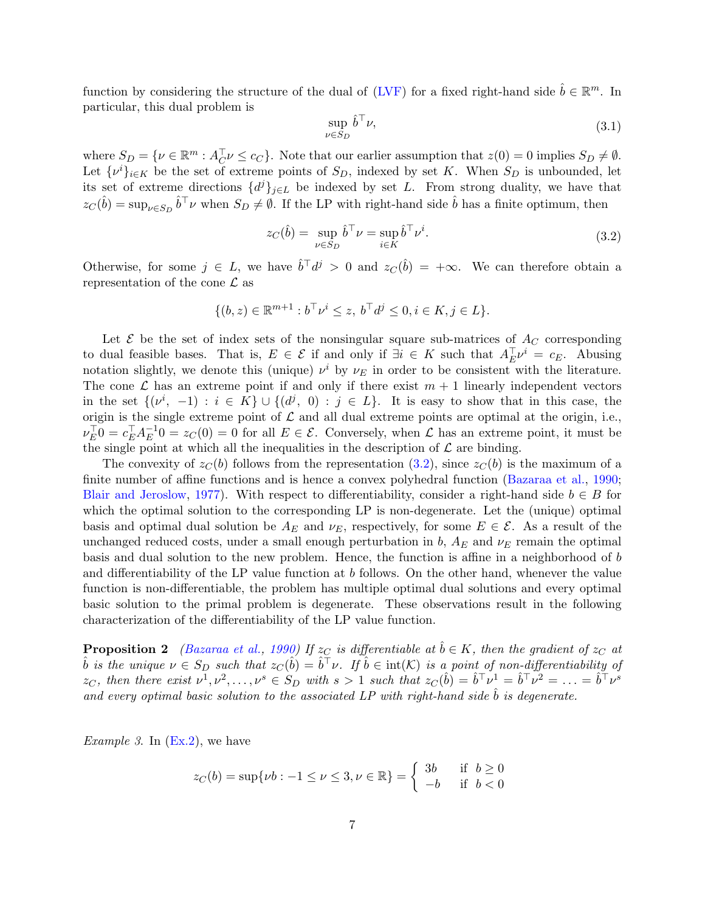function by considering the structure of the dual of (LVF) for a fixed right-hand side $\hat{b} \in \mathbb{R}^m$. In particular, this dual problem is

$$\sup_{\nu \in S_D} \hat{b}^\top \nu, \tag{3.1}$$

where $S_D = \{\nu \in \mathbb{R}^m : A_C^\top \nu \leq c_C\}$. Note that our earlier assumption that $z(0) = 0$ implies $S_D \neq \emptyset$. Let $\{\nu^i\}_{i \in K}$ be the set of extreme points of $S_D$, indexed by set $K$. When $S_D$ is unbounded, let its set of extreme directions $\{d^j\}_{j \in L}$ be indexed by set $L$. From strong duality, we have that $z_C(\hat{b}) = \sup_{\nu \in S_D} \hat{b}^\top \nu$ when $S_D \neq \emptyset$. If the LP with right-hand side $\hat{b}$ has a finite optimum, then

$$z_C(\hat{b}) = \sup_{\nu \in S_D} \hat{b}^\top \nu = \sup_{i \in K} \hat{b}^\top \nu^i. \tag{3.2}$$

Otherwise, for some $j \in L$, we have $\hat{b}^\top d^j > 0$ and $z_C(\hat{b}) = +\infty$. We can therefore obtain a representation of the cone $\mathcal{L}$ as

$$\{(b, z) \in \mathbb{R}^{m+1} : b^\top \nu^i \leq z,\ b^\top d^j \leq 0, i \in K, j \in L\}.$$

Let $\mathcal{E}$ be the set of index sets of the nonsingular square sub-matrices of $A_C$ corresponding to dual feasible bases. That is, $E \in \mathcal{E}$ if and only if $\exists i \in K$ such that $A_E^\top \nu^i = c_E$. Abusing notation slightly, we denote this (unique) $\nu^i$ by $\nu_E$ in order to be consistent with the literature. The cone $\mathcal{L}$ has an extreme point if and only if there exist $m+1$ linearly independent vectors in the set $\{(\nu^i, -1) : i \in K\} \cup \{(d^j, 0) : j \in L\}$. It is easy to show that in this case, the origin is the single extreme point of $\mathcal{L}$ and all dual extreme points are optimal at the origin, i.e., $\nu_E^\top 0 = c_E^\top A_E^{-1} 0 = z_C(0) = 0$ for all $E \in \mathcal{E}$. Conversely, when $\mathcal{L}$ has an extreme point, it must be the single point at which all the inequalities in the description of $\mathcal{L}$ are binding.

The convexity of $z_C(b)$ follows from the representation (3.2), since $z_C(b)$ is the maximum of a finite number of affine functions and is hence a convex polyhedral function (Bazaraa et al., 1990; Blair and Jeroslow, 1977). With respect to differentiability, consider a right-hand side $b \in B$ for which the optimal solution to the corresponding LP is non-degenerate. Let the (unique) optimal basis and optimal dual solution be $A_E$ and $\nu_E$, respectively, for some $E \in \mathcal{E}$. As a result of the unchanged reduced costs, under a small enough perturbation in $b$, $A_E$ and $\nu_E$ remain the optimal basis and dual solution to the new problem. Hence, the function is affine in a neighborhood of $b$ and differentiability of the LP value function at $b$ follows. On the other hand, whenever the value function is non-differentiable, the problem has multiple optimal dual solutions and every optimal basic solution to the primal problem is degenerate. These observations result in the following characterization of the differentiability of the LP value function.

**Proposition 2** *(Bazaraa et al., 1990) If $z_C$ is differentiable at $\hat{b} \in \mathcal{K}$, then the gradient of $z_C$ at $\hat{b}$ is the unique $\nu \in S_D$ such that $z_C(\hat{b}) = \hat{b}^\top \nu$. If $\hat{b} \in \text{int}(\mathcal{K})$ is a point of non-differentiability of $z_C$, then there exist $\nu^1, \nu^2, \ldots, \nu^s \in S_D$ with $s > 1$ such that $z_C(\hat{b}) = \hat{b}^\top \nu^1 = \hat{b}^\top \nu^2 = \ldots = \hat{b}^\top \nu^s$ and every optimal basic solution to the associated LP with right-hand side $\hat{b}$ is degenerate.*

*Example 3.* In (Ex.2), we have

$$z_C(b) = \sup\{\nu b : -1 \leq \nu \leq 3, \nu \in \mathbb{R}\} = \begin{cases} 3b & \text{if } b \geq 0 \\ -b & \text{if } b < 0 \end{cases}$$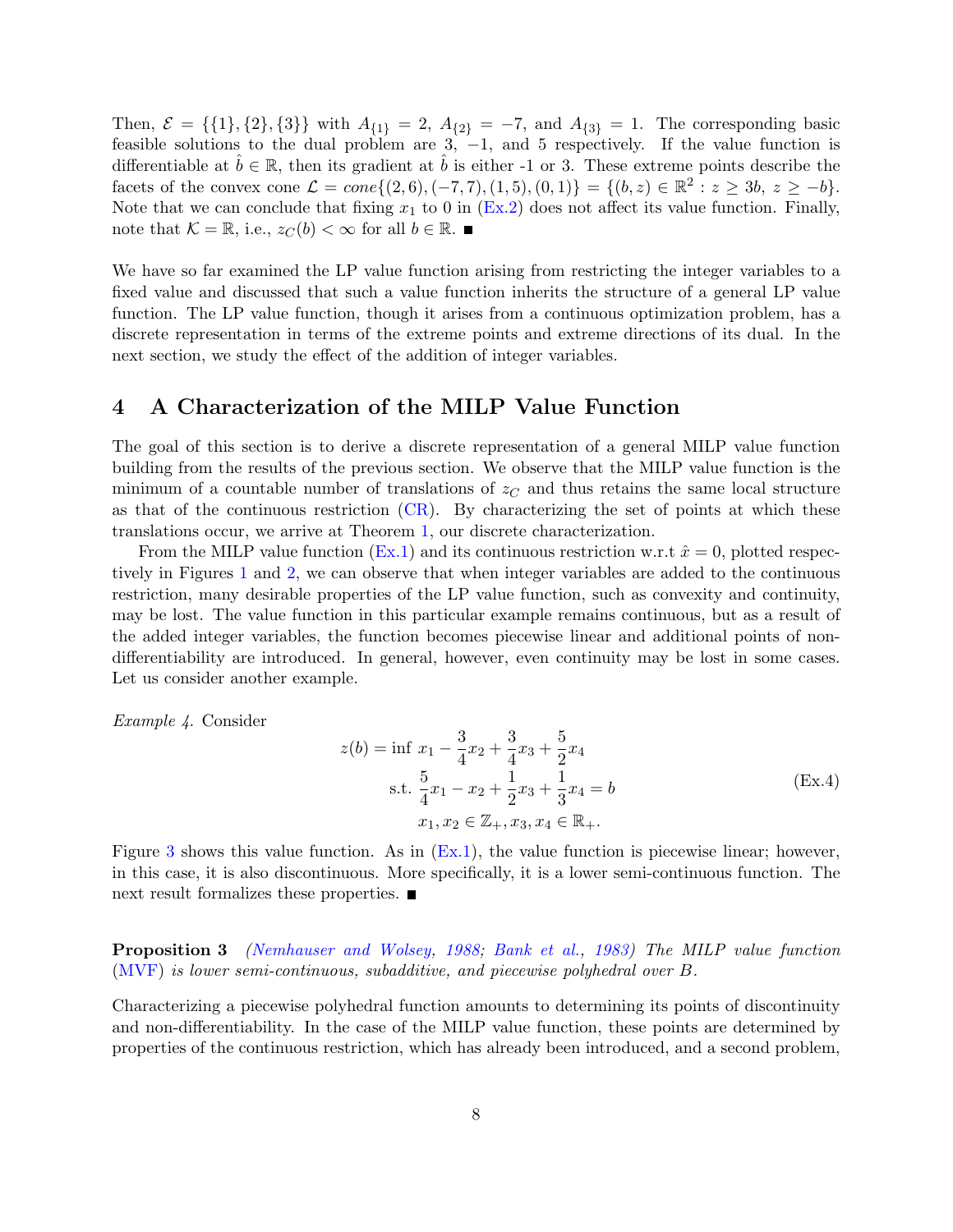Then, $\mathcal{E} = \{\{1\}, \{2\}, \{3\}\}$ with $A_{\{1\}} = 2$, $A_{\{2\}} = -7$, and $A_{\{3\}} = 1$. The corresponding basic feasible solutions to the dual problem are 3, $-1$, and 5 respectively. If the value function is differentiable at $\hat{b} \in \mathbb{R}$, then its gradient at $\hat{b}$ is either -1 or 3. These extreme points describe the facets of the convex cone $\mathcal{L} = cone\{(2,6),(-7,7),(1,5),(0,1)\} = \{(b,z) \in \mathbb{R}^2 : z \geq 3b,\ z \geq -b\}$. Note that we can conclude that fixing $x_1$ to 0 in (Ex.2) does not affect its value function. Finally, note that $\mathcal{K} = \mathbb{R}$, i.e., $z_C(b) < \infty$ for all $b \in \mathbb{R}$. ■

We have so far examined the LP value function arising from restricting the integer variables to a fixed value and discussed that such a value function inherits the structure of a general LP value function. The LP value function, though it arises from a continuous optimization problem, has a discrete representation in terms of the extreme points and extreme directions of its dual. In the next section, we study the effect of the addition of integer variables.

## 4 A Characterization of the MILP Value Function

The goal of this section is to derive a discrete representation of a general MILP value function building from the results of the previous section. We observe that the MILP value function is the minimum of a countable number of translations of $z_C$ and thus retains the same local structure as that of the continuous restriction (CR). By characterizing the set of points at which these translations occur, we arrive at Theorem 1, our discrete characterization.

From the MILP value function (Ex.1) and its continuous restriction w.r.t $\hat{x} = 0$, plotted respectively in Figures 1 and 2, we can observe that when integer variables are added to the continuous restriction, many desirable properties of the LP value function, such as convexity and continuity, may be lost. The value function in this particular example remains continuous, but as a result of the added integer variables, the function becomes piecewise linear and additional points of non-differentiability are introduced. In general, however, even continuity may be lost in some cases. Let us consider another example.

*Example 4.* Consider

$$
\begin{aligned}
z(b) = \inf\ & x_1 - \frac{3}{4}x_2 + \frac{3}{4}x_3 + \frac{5}{2}x_4 \\
\text{s.t. } & \frac{5}{4}x_1 - x_2 + \frac{1}{2}x_3 + \frac{1}{3}x_4 = b \\
& x_1, x_2 \in \mathbb{Z}_+, x_3, x_4 \in \mathbb{R}_+.
\end{aligned}
\tag{Ex.4}
$$

Figure 3 shows this value function. As in (Ex.1), the value function is piecewise linear; however, in this case, it is also discontinuous. More specifically, it is a lower semi-continuous function. The next result formalizes these properties. ■

**Proposition 3** *(Nemhauser and Wolsey, 1988; Bank et al., 1983) The MILP value function (MVF) is lower semi-continuous, subadditive, and piecewise polyhedral over $B$.*

Characterizing a piecewise polyhedral function amounts to determining its points of discontinuity and non-differentiability. In the case of the MILP value function, these points are determined by properties of the continuous restriction, which has already been introduced, and a second problem,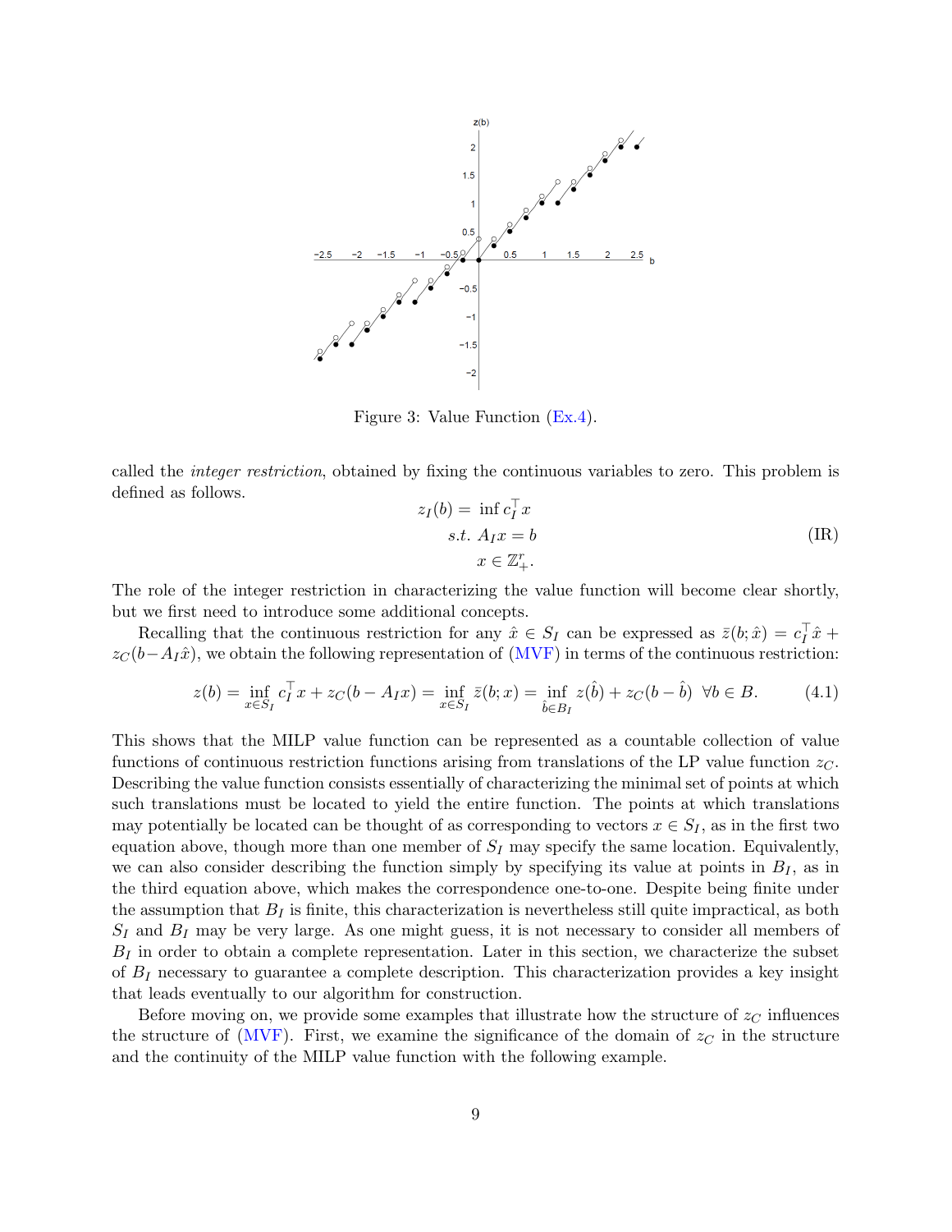Figure 3: Value Function (Ex.4).

called the *integer restriction*, obtained by fixing the continuous variables to zero. This problem is defined as follows.

$$
\begin{aligned}
z_I(b) = \ & \inf c_I^\top x \\
s.t. \ & A_I x = b \\
& x \in \mathbb{Z}^r_+.
\end{aligned}
\tag{IR}
$$

The role of the integer restriction in characterizing the value function will become clear shortly, but we first need to introduce some additional concepts.

Recalling that the continuous restriction for any $\hat{x} \in S_I$ can be expressed as $\bar{z}(b; \hat{x}) = c_I^\top \hat{x} + z_C(b - A_I \hat{x})$, we obtain the following representation of (MVF) in terms of the continuous restriction:

$$
z(b) = \inf_{x \in S_I} c_I^\top x + z_C(b - A_I x) = \inf_{x \in S_I} \bar{z}(b; x) = \inf_{\hat{b} \in B_I} z(\hat{b}) + z_C(b - \hat{b}) \ \ \forall b \in B. \tag{4.1}
$$

This shows that the MILP value function can be represented as a countable collection of value functions of continuous restriction functions arising from translations of the LP value function $z_C$. Describing the value function consists essentially of characterizing the minimal set of points at which such translations must be located to yield the entire function. The points at which translations may potentially be located can be thought of as corresponding to vectors $x \in S_I$, as in the first two equation above, though more than one member of $S_I$ may specify the same location. Equivalently, we can also consider describing the function simply by specifying its value at points in $B_I$, as in the third equation above, which makes the correspondence one-to-one. Despite being finite under the assumption that $B_I$ is finite, this characterization is nevertheless still quite impractical, as both $S_I$ and $B_I$ may be very large. As one might guess, it is not necessary to consider all members of $B_I$ in order to obtain a complete representation. Later in this section, we characterize the subset of $B_I$ necessary to guarantee a complete description. This characterization provides a key insight that leads eventually to our algorithm for construction.

Before moving on, we provide some examples that illustrate how the structure of $z_C$ influences the structure of (MVF). First, we examine the significance of the domain of $z_C$ in the structure and the continuity of the MILP value function with the following example.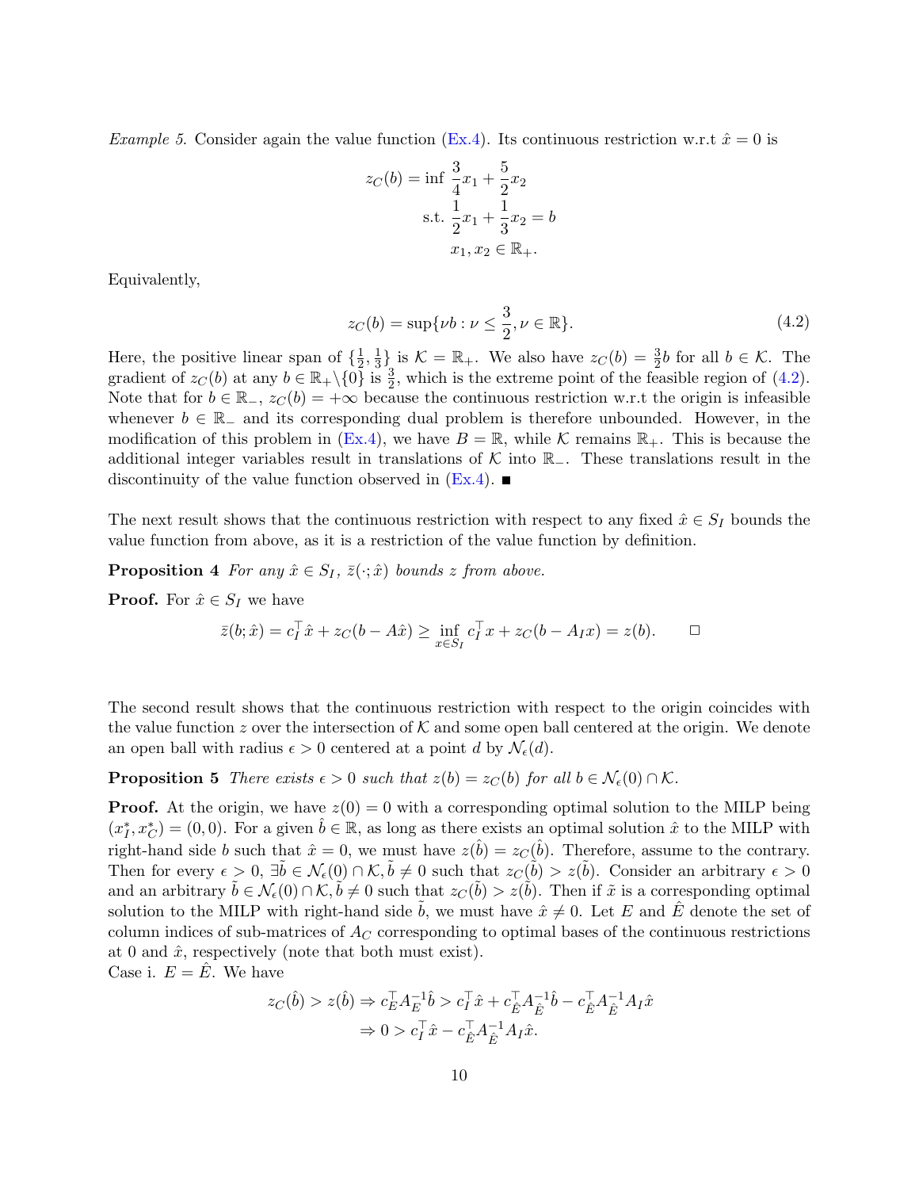*Example 5.* Consider again the value function (Ex.4). Its continuous restriction w.r.t $\hat{x} = 0$ is

$$
\begin{aligned}
z_C(b) = \inf \ & \frac{3}{4}x_1 + \frac{5}{2}x_2 \\
\text{s.t. } & \frac{1}{2}x_1 + \frac{1}{3}x_2 = b \\
& x_1, x_2 \in \mathbb{R}_+.
\end{aligned}
$$

Equivalently,

$$
z_C(b) = \sup\{\nu b : \nu \leq \frac{3}{2}, \nu \in \mathbb{R}\}. \tag{4.2}
$$

Here, the positive linear span of $\{\frac{1}{2}, \frac{1}{3}\}$ is $\mathcal{K} = \mathbb{R}_+$. We also have $z_C(b) = \frac{3}{2}b$ for all $b \in \mathcal{K}$. The gradient of $z_C(b)$ at any $b \in \mathbb{R}_+ \setminus \{0\}$ is $\frac{3}{2}$, which is the extreme point of the feasible region of (4.2). Note that for $b \in \mathbb{R}_-$, $z_C(b) = +\infty$ because the continuous restriction w.r.t the origin is infeasible whenever $b \in \mathbb{R}_-$ and its corresponding dual problem is therefore unbounded. However, in the modification of this problem in (Ex.4), we have $B = \mathbb{R}$, while $\mathcal{K}$ remains $\mathbb{R}_+$. This is because the additional integer variables result in translations of $\mathcal{K}$ into $\mathbb{R}_-$. These translations result in the discontinuity of the value function observed in (Ex.4). ■

The next result shows that the continuous restriction with respect to any fixed $\hat{x} \in S_I$ bounds the value function from above, as it is a restriction of the value function by definition.

**Proposition 4** *For any $\hat{x} \in S_I$, $\bar{z}(\cdot; \hat{x})$ bounds $z$ from above.*

**Proof.** For $\hat{x} \in S_I$ we have

$$
\bar{z}(b; \hat{x}) = c_I^\top \hat{x} + z_C(b - A\hat{x}) \geq \inf_{x \in S_I} c_I^\top x + z_C(b - A_I x) = z(b). \qquad \square
$$

The second result shows that the continuous restriction with respect to the origin coincides with the value function $z$ over the intersection of $\mathcal{K}$ and some open ball centered at the origin. We denote an open ball with radius $\epsilon > 0$ centered at a point $d$ by $\mathcal{N}_\epsilon(d)$.

**Proposition 5** *There exists $\epsilon > 0$ such that $z(b) = z_C(b)$ for all $b \in \mathcal{N}_\epsilon(0) \cap \mathcal{K}$.*

**Proof.** At the origin, we have $z(0) = 0$ with a corresponding optimal solution to the MILP being $(x_I^*, x_C^*) = (0, 0)$. For a given $\hat{b} \in \mathbb{R}$, as long as there exists an optimal solution $\hat{x}$ to the MILP with right-hand side $b$ such that $\hat{x} = 0$, we must have $z(\hat{b}) = z_C(\hat{b})$. Therefore, assume to the contrary. Then for every $\epsilon > 0$, $\exists \tilde{b} \in \mathcal{N}_\epsilon(0) \cap \mathcal{K}, \tilde{b} \neq 0$ such that $z_C(\tilde{b}) > z(\tilde{b})$. Consider an arbitrary $\epsilon > 0$ and an arbitrary $\tilde{b} \in \mathcal{N}_\epsilon(0) \cap \mathcal{K}, \tilde{b} \neq 0$ such that $z_C(\tilde{b}) > z(\tilde{b})$. Then if $\tilde{x}$ is a corresponding optimal solution to the MILP with right-hand side $\tilde{b}$, we must have $\hat{x} \neq 0$. Let $E$ and $\hat{E}$ denote the set of column indices of sub-matrices of $A_C$ corresponding to optimal bases of the continuous restrictions at 0 and $\hat{x}$, respectively (note that both must exist).

Case i. $E = \hat{E}$. We have

$$
\begin{aligned}
z_C(\hat{b}) > z(\hat{b}) &\Rightarrow c_E^\top A_E^{-1}\hat{b} > c_I^\top \hat{x} + c_{\hat{E}}^\top A_{\hat{E}}^{-1}\hat{b} - c_{\hat{E}}^\top A_{\hat{E}}^{-1} A_I \hat{x} \\
&\Rightarrow 0 > c_I^\top \hat{x} - c_{\hat{E}}^\top A_{\hat{E}}^{-1} A_I \hat{x}.
\end{aligned}
$$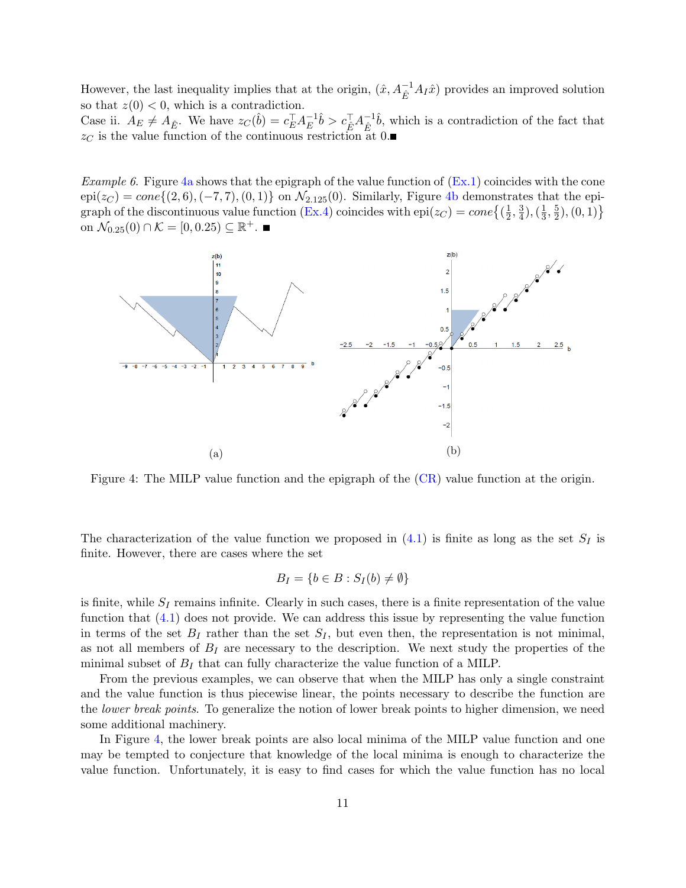However, the last inequality implies that at the origin, $(\hat{x}, A_{\hat{E}}^{-1} A_I \hat{x})$ provides an improved solution so that $z(0) < 0$, which is a contradiction.
Case ii. $A_E \neq A_{\hat{E}}$. We have $z_C(\hat{b}) = c_E^\top A_E^{-1} \hat{b} > c_{\hat{E}}^\top A_{\hat{E}}^{-1} \hat{b}$, which is a contradiction of the fact that $z_C$ is the value function of the continuous restriction at 0.■

*Example 6.* Figure 4a shows that the epigraph of the value function of (Ex.1) coincides with the cone $\text{epi}(z_C) = cone\{(2, 6), (-7, 7), (0, 1)\}$ on $\mathcal{N}_{2.125}(0)$. Similarly, Figure 4b demonstrates that the epigraph of the discontinuous value function (Ex.4) coincides with $\text{epi}(z_C) = cone\{(\frac{1}{2}, \frac{3}{4}), (\frac{1}{3}, \frac{5}{2}), (0, 1)\}$ on $\mathcal{N}_{0.25}(0) \cap \mathcal{K} = [0, 0.25) \subseteq \mathbb{R}^+$. ■

(a)

(b)

Figure 4: The MILP value function and the epigraph of the (CR) value function at the origin.

The characterization of the value function we proposed in (4.1) is finite as long as the set $S_I$ is finite. However, there are cases where the set

$$B_I = \{b \in B : S_I(b) \neq \emptyset\}$$

is finite, while $S_I$ remains infinite. Clearly in such cases, there is a finite representation of the value function that (4.1) does not provide. We can address this issue by representing the value function in terms of the set $B_I$ rather than the set $S_I$, but even then, the representation is not minimal, as not all members of $B_I$ are necessary to the description. We next study the properties of the minimal subset of $B_I$ that can fully characterize the value function of a MILP.

From the previous examples, we can observe that when the MILP has only a single constraint and the value function is thus piecewise linear, the points necessary to describe the function are the *lower break points*. To generalize the notion of lower break points to higher dimension, we need some additional machinery.

In Figure 4, the lower break points are also local minima of the MILP value function and one may be tempted to conjecture that knowledge of the local minima is enough to characterize the value function. Unfortunately, it is easy to find cases for which the value function has no local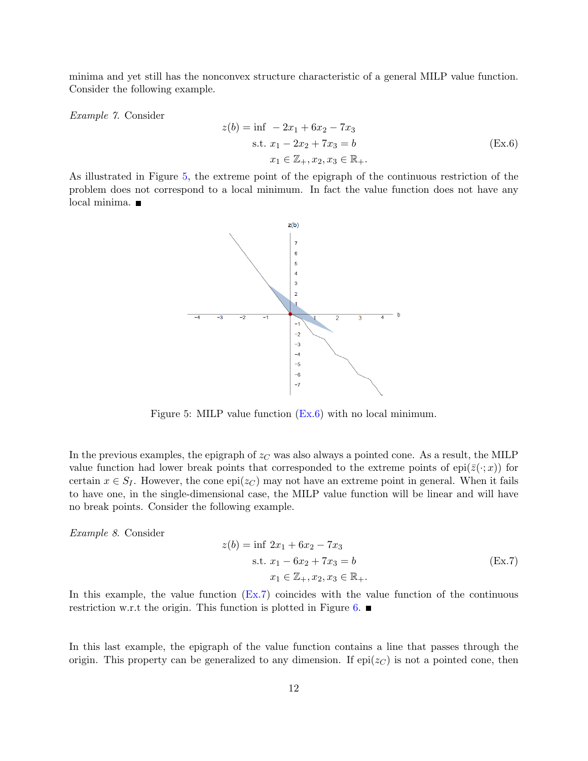minima and yet still has the nonconvex structure characteristic of a general MILP value function. Consider the following example.

*Example 7.* Consider

$$
\begin{aligned}
z(b) = \inf\ & -2x_1 + 6x_2 - 7x_3 \\
\text{s.t. } & x_1 - 2x_2 + 7x_3 = b \\
& x_1 \in \mathbb{Z}_+, x_2, x_3 \in \mathbb{R}_+.
\end{aligned}
\tag{Ex.6}
$$

As illustrated in Figure 5, the extreme point of the epigraph of the continuous restriction of the problem does not correspond to a local minimum. In fact the value function does not have any local minima. ■

Figure 5: MILP value function (Ex.6) with no local minimum.

In the previous examples, the epigraph of $z_C$ was also always a pointed cone. As a result, the MILP value function had lower break points that corresponded to the extreme points of $\text{epi}(\bar{z}(\cdot; x))$ for certain $x \in S_I$. However, the cone $\text{epi}(z_C)$ may not have an extreme point in general. When it fails to have one, in the single-dimensional case, the MILP value function will be linear and will have no break points. Consider the following example.

*Example 8.* Consider

$$
\begin{aligned}
z(b) = \inf\ & 2x_1 + 6x_2 - 7x_3 \\
\text{s.t. } & x_1 - 6x_2 + 7x_3 = b \\
& x_1 \in \mathbb{Z}_+, x_2, x_3 \in \mathbb{R}_+.
\end{aligned}
\tag{Ex.7}
$$

In this example, the value function (Ex.7) coincides with the value function of the continuous restriction w.r.t the origin. This function is plotted in Figure 6. ■

In this last example, the epigraph of the value function contains a line that passes through the origin. This property can be generalized to any dimension. If $\text{epi}(z_C)$ is not a pointed cone, then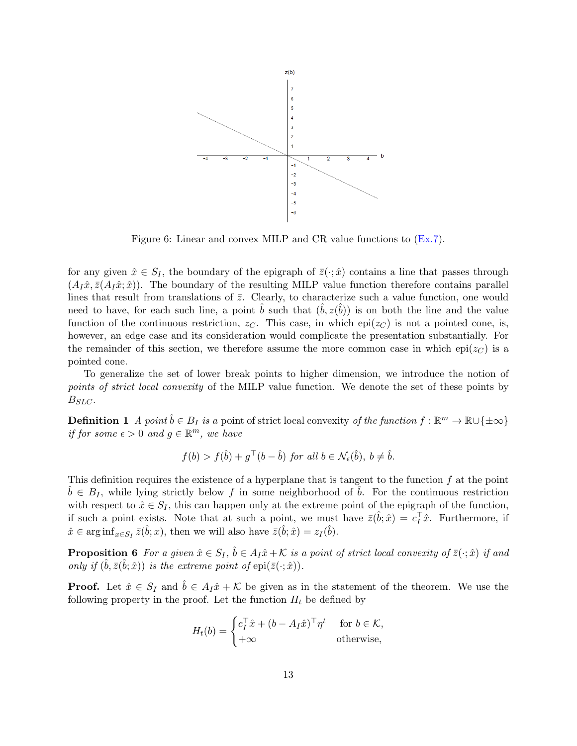Figure 6: Linear and convex MILP and CR value functions to (Ex.7).

for any given $\hat{x} \in S_I$, the boundary of the epigraph of $\bar{z}(\cdot;\hat{x})$ contains a line that passes through $(A_I\hat{x}, \bar{z}(A_I\hat{x};\hat{x}))$. The boundary of the resulting MILP value function therefore contains parallel lines that result from translations of $\bar{z}$. Clearly, to characterize such a value function, one would need to have, for each such line, a point $\hat{b}$ such that $(\hat{b}, z(\hat{b}))$ is on both the line and the value function of the continuous restriction, $z_C$. This case, in which $\text{epi}(z_C)$ is not a pointed cone, is, however, an edge case and its consideration would complicate the presentation substantially. For the remainder of this section, we therefore assume the more common case in which $\text{epi}(z_C)$ is a pointed cone.

To generalize the set of lower break points to higher dimension, we introduce the notion of *points of strict local convexity* of the MILP value function. We denote the set of these points by $B_{SLC}$.

**Definition 1** *A point $\hat{b} \in B_I$ is a* point of strict local convexity *of the function $f : \mathbb{R}^m \to \mathbb{R} \cup \{\pm\infty\}$ if for some $\epsilon > 0$ and $g \in \mathbb{R}^m$, we have*

$$f(b) > f(\hat{b}) + g^\top(b - \hat{b}) \text{ for all } b \in \mathcal{N}_\epsilon(\hat{b}),\ b \neq \hat{b}.$$

This definition requires the existence of a hyperplane that is tangent to the function $f$ at the point $\hat{b} \in B_I$, while lying strictly below $f$ in some neighborhood of $\hat{b}$. For the continuous restriction with respect to $\hat{x} \in S_I$, this can happen only at the extreme point of the epigraph of the function, if such a point exists. Note that at such a point, we must have $\bar{z}(\hat{b};\hat{x}) = c_I^\top \hat{x}$. Furthermore, if $\hat{x} \in \arg\inf_{x \in S_I} \bar{z}(\hat{b}; x)$, then we will also have $\bar{z}(\hat{b};\hat{x}) = z_I(\hat{b})$.

**Proposition 6** *For a given $\hat{x} \in S_I$, $\hat{b} \in A_I\hat{x} + \mathcal{K}$ is a point of strict local convexity of $\bar{z}(\cdot;\hat{x})$ if and only if $(\hat{b}, \bar{z}(\hat{b};\hat{x}))$ is the extreme point of $\text{epi}(\bar{z}(\cdot;\hat{x}))$.*

**Proof.** Let $\hat{x} \in S_I$ and $\hat{b} \in A_I\hat{x} + \mathcal{K}$ be given as in the statement of the theorem. We use the following property in the proof. Let the function $H_t$ be defined by

$$H_t(b) = \begin{cases} c_I^\top \hat{x} + (b - A_I\hat{x})^\top \eta^t & \text{for } b \in \mathcal{K}, \\ +\infty & \text{otherwise,} \end{cases}$$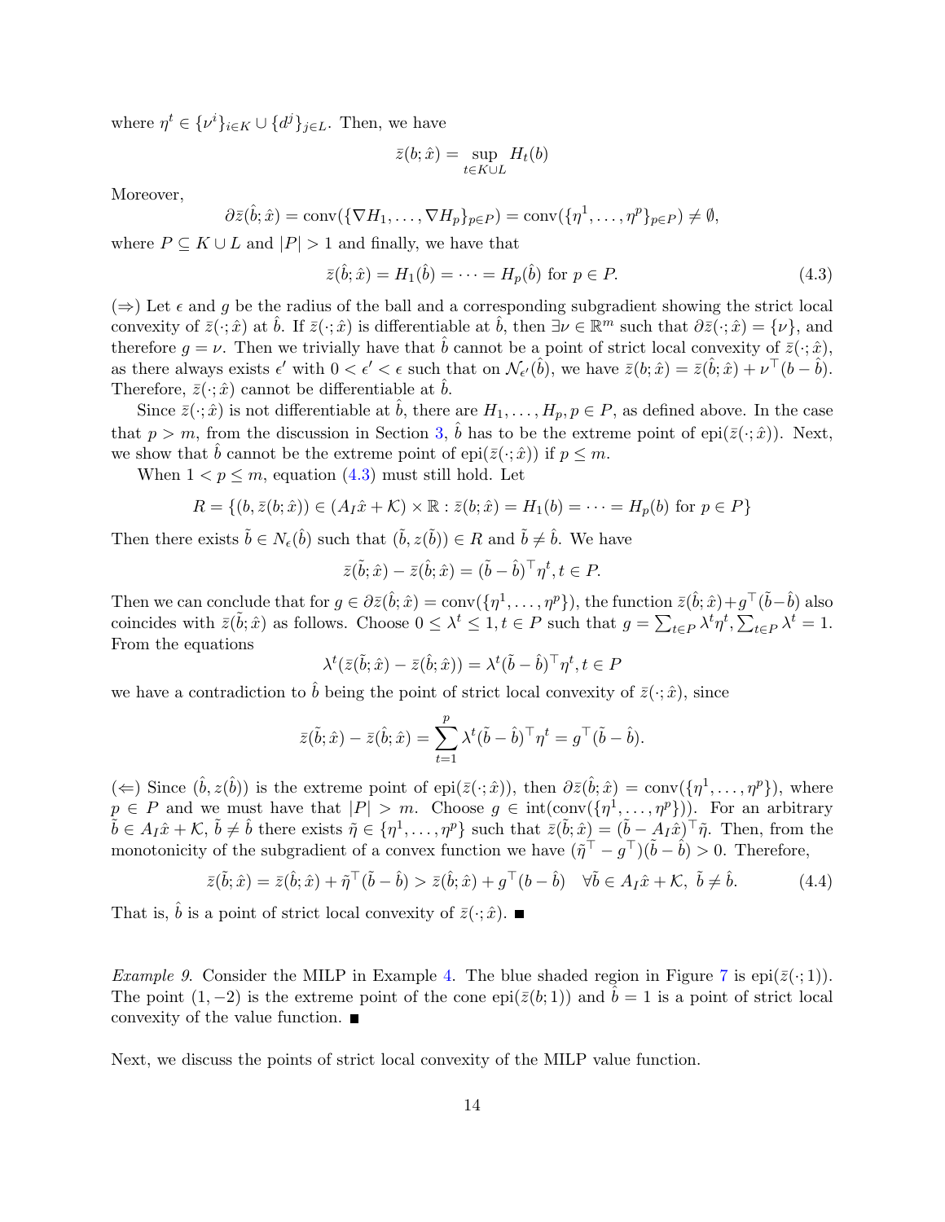where $\eta^t \in \{\nu^i\}_{i\in K} \cup \{d^j\}_{j\in L}$. Then, we have

$$\bar{z}(b;\hat{x}) = \sup_{t\in K\cup L} H_t(b)$$

Moreover,

$$\partial\bar{z}(\hat{b};\hat{x}) = \text{conv}(\{\nabla H_1,\ldots,\nabla H_p\}_{p\in P}) = \text{conv}(\{\eta^1,\ldots,\eta^p\}_{p\in P}) \neq \emptyset,$$

where $P \subseteq K \cup L$ and $|P| > 1$ and finally, we have that

$$\bar{z}(\hat{b};\hat{x}) = H_1(\hat{b}) = \cdots = H_p(\hat{b}) \text{ for } p \in P. \tag{4.3}$$

($\Rightarrow$) Let $\epsilon$ and $g$ be the radius of the ball and a corresponding subgradient showing the strict local convexity of $\bar{z}(\cdot;\hat{x})$ at $\hat{b}$. If $\bar{z}(\cdot;\hat{x})$ is differentiable at $\hat{b}$, then $\exists\nu \in \mathbb{R}^m$ such that $\partial\bar{z}(\cdot;\hat{x}) = \{\nu\}$, and therefore $g = \nu$. Then we trivially have that $\hat{b}$ cannot be a point of strict local convexity of $\bar{z}(\cdot;\hat{x})$, as there always exists $\epsilon'$ with $0 < \epsilon' < \epsilon$ such that on $\mathcal{N}_{\epsilon'}(\hat{b})$, we have $\bar{z}(b;\hat{x}) = \bar{z}(\hat{b};\hat{x}) + \nu^\top(b-\hat{b})$. Therefore, $\bar{z}(\cdot;\hat{x})$ cannot be differentiable at $\hat{b}$.

Since $\bar{z}(\cdot;\hat{x})$ is not differentiable at $\hat{b}$, there are $H_1,\ldots,H_p, p \in P$, as defined above. In the case that $p > m$, from the discussion in Section 3, $\hat{b}$ has to be the extreme point of epi($\bar{z}(\cdot;\hat{x})$). Next, we show that $\hat{b}$ cannot be the extreme point of epi($\bar{z}(\cdot;\hat{x})$) if $p \le m$.

When $1 < p \le m$, equation (4.3) must still hold. Let

$$R = \{(b,\bar{z}(b;\hat{x})) \in (A_I\hat{x} + \mathcal{K}) \times \mathbb{R} : \bar{z}(b;\hat{x}) = H_1(b) = \cdots = H_p(b) \text{ for } p \in P\}$$

Then there exists $\tilde{b} \in N_\epsilon(\hat{b})$ such that $(\tilde{b}, z(\tilde{b})) \in R$ and $\tilde{b} \neq \hat{b}$. We have

$$\bar{z}(\tilde{b};\hat{x}) - \bar{z}(\hat{b};\hat{x}) = (\tilde{b}-\hat{b})^\top\eta^t, t \in P.$$

Then we can conclude that for $g \in \partial\bar{z}(\hat{b};\hat{x}) = \text{conv}(\{\eta^1,\ldots,\eta^p\})$, the function $\bar{z}(\hat{b};\hat{x}) + g^\top(\tilde{b}-\hat{b})$ also coincides with $\bar{z}(\tilde{b};\hat{x})$ as follows. Choose $0 \le \lambda^t \le 1, t \in P$ such that $g = \sum_{t\in P}\lambda^t\eta^t, \sum_{t\in P}\lambda^t = 1$. From the equations

$$\lambda^t(\bar{z}(\tilde{b};\hat{x}) - \bar{z}(\hat{b};\hat{x})) = \lambda^t(\tilde{b}-\hat{b})^\top\eta^t, t \in P$$

we have a contradiction to $\hat{b}$ being the point of strict local convexity of $\bar{z}(\cdot;\hat{x})$, since

$$\bar{z}(\tilde{b};\hat{x}) - \bar{z}(\hat{b};\hat{x}) = \sum_{t=1}^{p}\lambda^t(\tilde{b}-\hat{b})^\top\eta^t = g^\top(\tilde{b}-\hat{b}).$$

($\Leftarrow$) Since $(\hat{b}, z(\hat{b}))$ is the extreme point of epi($\bar{z}(\cdot;\hat{x})$), then $\partial\bar{z}(\hat{b};\hat{x}) = \text{conv}(\{\eta^1,\ldots,\eta^p\})$, where $p \in P$ and we must have that $|P| > m$. Choose $g \in \text{int}(\text{conv}(\{\eta^1,\ldots,\eta^p\}))$. For an arbitrary $\tilde{b} \in A_I\hat{x} + \mathcal{K}$, $\tilde{b} \neq \hat{b}$ there exists $\tilde{\eta} \in \{\eta^1,\ldots,\eta^p\}$ such that $\bar{z}(\tilde{b};\hat{x}) = (\tilde{b} - A_I\hat{x})^\top\tilde{\eta}$. Then, from the monotonicity of the subgradient of a convex function we have $(\tilde{\eta}^\top - g^\top)(\tilde{b}-\hat{b}) > 0$. Therefore,

$$\bar{z}(\tilde{b};\hat{x}) = \bar{z}(\hat{b};\hat{x}) + \tilde{\eta}^\top(\tilde{b}-\hat{b}) > \bar{z}(\hat{b};\hat{x}) + g^\top(b-\hat{b}) \quad \forall\tilde{b} \in A_I\hat{x} + \mathcal{K},\ \tilde{b} \neq \hat{b}. \tag{4.4}$$

That is, $\hat{b}$ is a point of strict local convexity of $\bar{z}(\cdot;\hat{x})$. ■

*Example 9.* Consider the MILP in Example 4. The blue shaded region in Figure 7 is epi($\bar{z}(\cdot;1)$). The point $(1,-2)$ is the extreme point of the cone epi($\bar{z}(b;1)$) and $\hat{b} = 1$ is a point of strict local convexity of the value function. ■

Next, we discuss the points of strict local convexity of the MILP value function.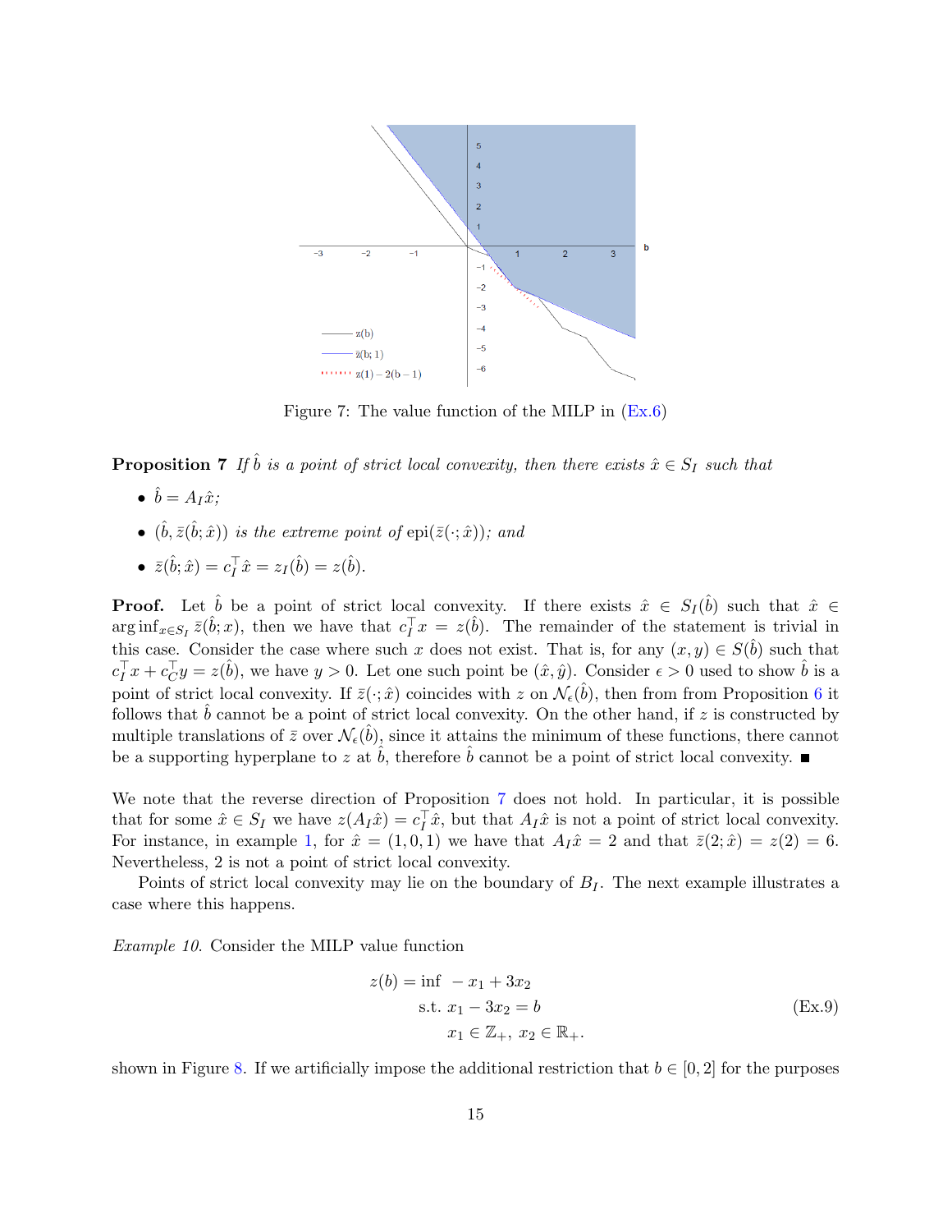Figure 7: The value function of the MILP in (Ex.6)

**Proposition 7** *If $\hat{b}$ is a point of strict local convexity, then there exists $\hat{x} \in S_I$ such that*

- $\hat{b} = A_I\hat{x}$;
- $(\hat{b}, \bar{z}(\hat{b}; \hat{x}))$ *is the extreme point of* $\text{epi}(\bar{z}(\cdot; \hat{x}))$; *and*
- $\bar{z}(\hat{b}; \hat{x}) = c_I^\top \hat{x} = z_I(\hat{b}) = z(\hat{b})$.

**Proof.** Let $\hat{b}$ be a point of strict local convexity. If there exists $\hat{x} \in S_I(\hat{b})$ such that $\hat{x} \in \arg\inf_{x \in S_I} \bar{z}(\hat{b}; x)$, then we have that $c_I^\top x = z(\hat{b})$. The remainder of the statement is trivial in this case. Consider the case where such $x$ does not exist. That is, for any $(x, y) \in S(\hat{b})$ such that $c_I^\top x + c_C^\top y = z(\hat{b})$, we have $y > 0$. Let one such point be $(\hat{x}, \hat{y})$. Consider $\epsilon > 0$ used to show $\hat{b}$ is a point of strict local convexity. If $\bar{z}(\cdot; \hat{x})$ coincides with $z$ on $\mathcal{N}_\epsilon(\hat{b})$, then from from Proposition 6 it follows that $\hat{b}$ cannot be a point of strict local convexity. On the other hand, if $z$ is constructed by multiple translations of $\bar{z}$ over $\mathcal{N}_\epsilon(\hat{b})$, since it attains the minimum of these functions, there cannot be a supporting hyperplane to $z$ at $\hat{b}$, therefore $\hat{b}$ cannot be a point of strict local convexity. ■

We note that the reverse direction of Proposition 7 does not hold. In particular, it is possible that for some $\hat{x} \in S_I$ we have $z(A_I\hat{x}) = c_I^\top \hat{x}$, but that $A_I\hat{x}$ is not a point of strict local convexity. For instance, in example 1, for $\hat{x} = (1, 0, 1)$ we have that $A_I\hat{x} = 2$ and that $\bar{z}(2; \hat{x}) = z(2) = 6$. Nevertheless, 2 is not a point of strict local convexity.

Points of strict local convexity may lie on the boundary of $B_I$. The next example illustrates a case where this happens.

*Example 10.* Consider the MILP value function

$$
\begin{aligned}
z(b) = \inf \ & -x_1 + 3x_2 \\
\text{s.t. } & x_1 - 3x_2 = b \qquad\qquad \text{(Ex.9)} \\
& x_1 \in \mathbb{Z}_+,\ x_2 \in \mathbb{R}_+.
\end{aligned}
$$

shown in Figure 8. If we artificially impose the additional restriction that $b \in [0, 2]$ for the purposes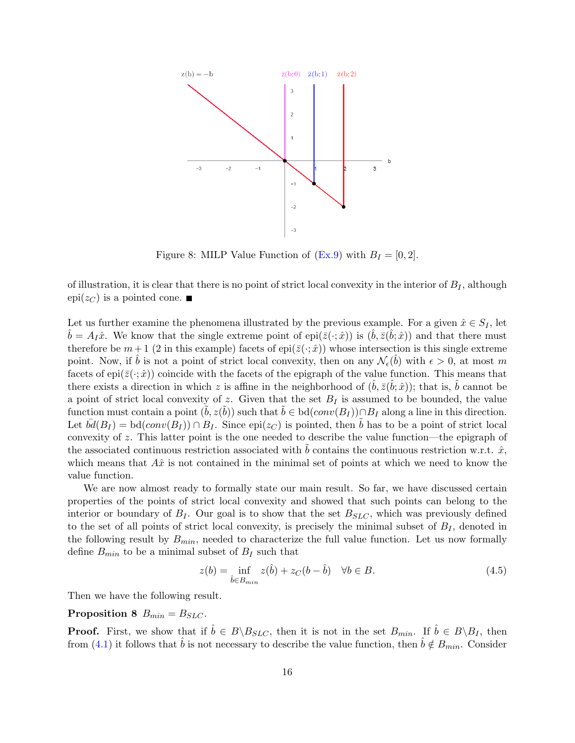Figure 8: MILP Value Function of (Ex.9) with $B_I = [0, 2]$.

of illustration, it is clear that there is no point of strict local convexity in the interior of $B_I$, although $\text{epi}(z_C)$ is a pointed cone. ■

Let us further examine the phenomena illustrated by the previous example. For a given $\hat{x} \in S_I$, let $\hat{b} = A_I\hat{x}$. We know that the single extreme point of $\text{epi}(\bar{z}(\cdot;\hat{x}))$ is $(\hat{b}, \bar{z}(\hat{b};\hat{x}))$ and that there must therefore be $m+1$ (2 in this example) facets of $\text{epi}(\bar{z}(\cdot;\hat{x}))$ whose intersection is this single extreme point. Now, if $\hat{b}$ is not a point of strict local convexity, then on any $\mathcal{N}_\epsilon(\hat{b})$ with $\epsilon > 0$, at most $m$ facets of $\text{epi}(\bar{z}(\cdot;\hat{x}))$ coincide with the facets of the epigraph of the value function. This means that there exists a direction in which $z$ is affine in the neighborhood of $(\hat{b}, \bar{z}(\hat{b};\hat{x}))$; that is, $\hat{b}$ cannot be a point of strict local convexity of $z$. Given that the set $B_I$ is assumed to be bounded, the value function must contain a point $(\tilde{b}, z(\tilde{b}))$ such that $\tilde{b} \in \text{bd}(conv(B_I)) \cap B_I$ along a line in this direction. Let $\bar{bd}(B_I) = \text{bd}(conv(B_I)) \cap B_I$. Since $\text{epi}(z_C)$ is pointed, then $\tilde{b}$ has to be a point of strict local convexity of $z$. This latter point is the one needed to describe the value function—the epigraph of the associated continuous restriction associated with $\tilde{b}$ contains the continuous restriction w.r.t. $\hat{x}$, which means that $A\hat{x}$ is not contained in the minimal set of points at which we need to know the value function.

We are now almost ready to formally state our main result. So far, we have discussed certain properties of the points of strict local convexity and showed that such points can belong to the interior or boundary of $B_I$. Our goal is to show that the set $B_{SLC}$, which was previously defined to the set of all points of strict local convexity, is precisely the minimal subset of $B_I$, denoted in the following result by $B_{min}$, needed to characterize the full value function. Let us now formally define $B_{min}$ to be a minimal subset of $B_I$ such that

$$z(b) = \inf_{\hat{b} \in B_{min}} z(\hat{b}) + z_C(b - \hat{b}) \quad \forall b \in B. \tag{4.5}$$

Then we have the following result.

**Proposition 8** $B_{min} = B_{SLC}$.

**Proof.** First, we show that if $\hat{b} \in B \backslash B_{SLC}$, then it is not in the set $B_{min}$. If $\hat{b} \in B \backslash B_I$, then from (4.1) it follows that $\hat{b}$ is not necessary to describe the value function, then $\hat{b} \notin B_{min}$. Consider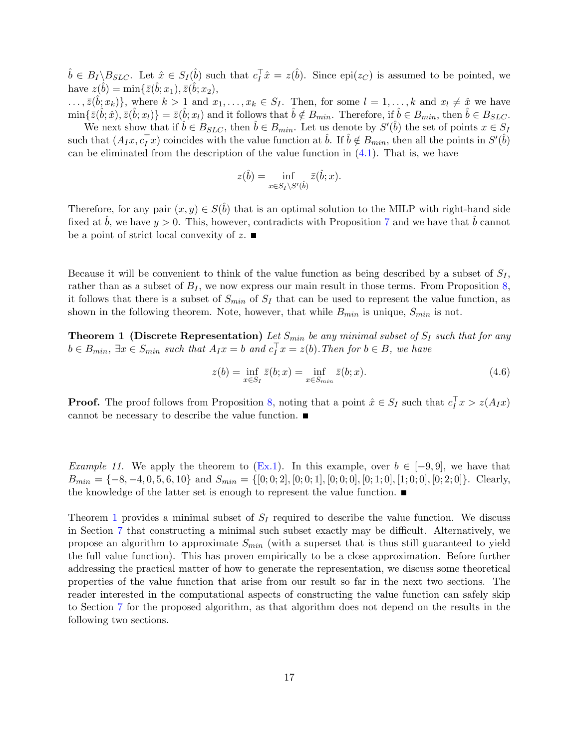$\hat{b} \in B_I \backslash B_{SLC}$. Let $\hat{x} \in S_I(\hat{b})$ such that $c_I^\top \hat{x} = z(\hat{b})$. Since epi($z_C$) is assumed to be pointed, we have $z(\hat{b}) = \min\{\bar{z}(\hat{b}; x_1), \bar{z}(\hat{b}; x_2),$ $\ldots, \bar{z}(\hat{b}; x_k)\}$, where $k > 1$ and $x_1, \ldots, x_k \in S_I$. Then, for some $l = 1, \ldots, k$ and $x_l \neq \hat{x}$ we have $\min\{\bar{z}(\hat{b}; \hat{x}), \bar{z}(\hat{b}; x_l)\} = \bar{z}(\hat{b}; x_l)$ and it follows that $\hat{b} \notin B_{min}$. Therefore, if $\hat{b} \in B_{min}$, then $\hat{b} \in B_{SLC}$.

We next show that if $\hat{b} \in B_{SLC}$, then $\hat{b} \in B_{min}$. Let us denote by $S'(\hat{b})$ the set of points $x \in S_I$ such that $(A_I x, c_I^\top x)$ coincides with the value function at $\hat{b}$. If $\hat{b} \notin B_{min}$, then all the points in $S'(\hat{b})$ can be eliminated from the description of the value function in (4.1). That is, we have

$$z(\hat{b}) = \inf_{x \in S_I \backslash S'(\hat{b})} \bar{z}(\hat{b}; x).$$

Therefore, for any pair $(x, y) \in S(\hat{b})$ that is an optimal solution to the MILP with right-hand side fixed at $\hat{b}$, we have $y > 0$. This, however, contradicts with Proposition 7 and we have that $\hat{b}$ cannot be a point of strict local convexity of $z$. ■

Because it will be convenient to think of the value function as being described by a subset of $S_I$, rather than as a subset of $B_I$, we now express our main result in those terms. From Proposition 8, it follows that there is a subset of $S_{min}$ of $S_I$ that can be used to represent the value function, as shown in the following theorem. Note, however, that while $B_{min}$ is unique, $S_{min}$ is not.

**Theorem 1 (Discrete Representation)** *Let $S_{min}$ be any minimal subset of $S_I$ such that for any $b \in B_{min}$, $\exists x \in S_{min}$ such that $A_I x = b$ and $c_I^\top x = z(b)$. Then for $b \in B$, we have*

$$z(b) = \inf_{x \in S_I} \bar{z}(b; x) = \inf_{x \in S_{min}} \bar{z}(b; x). \tag{4.6}$$

**Proof.** The proof follows from Proposition 8, noting that a point $\hat{x} \in S_I$ such that $c_I^\top x > z(A_I x)$ cannot be necessary to describe the value function. ■

*Example 11.* We apply the theorem to (Ex.1). In this example, over $b \in [-9, 9]$, we have that $B_{min} = \{-8, -4, 0, 5, 6, 10\}$ and $S_{min} = \{[0; 0; 2], [0; 0; 1], [0; 0; 0], [0; 1; 0], [1; 0; 0], [0; 2; 0]\}$. Clearly, the knowledge of the latter set is enough to represent the value function. ■

Theorem 1 provides a minimal subset of $S_I$ required to describe the value function. We discuss in Section 7 that constructing a minimal such subset exactly may be difficult. Alternatively, we propose an algorithm to approximate $S_{min}$ (with a superset that is thus still guaranteed to yield the full value function). This has proven empirically to be a close approximation. Before further addressing the practical matter of how to generate the representation, we discuss some theoretical properties of the value function that arise from our result so far in the next two sections. The reader interested in the computational aspects of constructing the value function can safely skip to Section 7 for the proposed algorithm, as that algorithm does not depend on the results in the following two sections.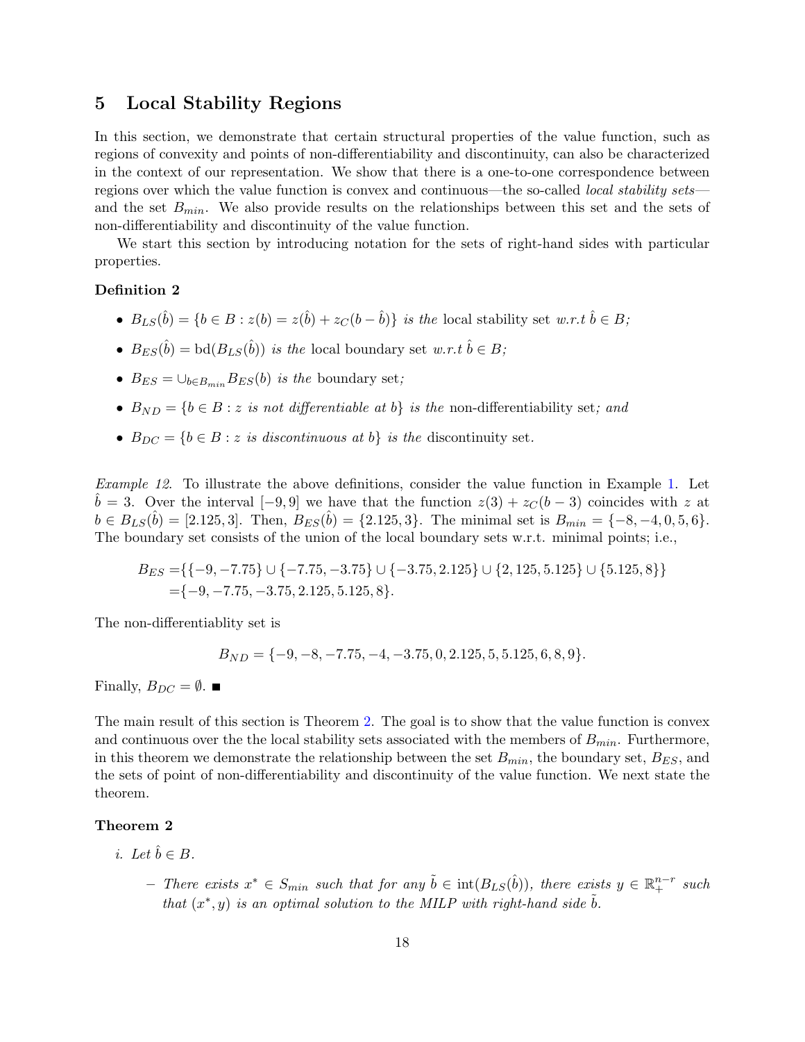## 5 Local Stability Regions

In this section, we demonstrate that certain structural properties of the value function, such as regions of convexity and points of non-differentiability and discontinuity, can also be characterized in the context of our representation. We show that there is a one-to-one correspondence between regions over which the value function is convex and continuous—the so-called *local stability sets*—and the set $B_{min}$. We also provide results on the relationships between this set and the sets of non-differentiability and discontinuity of the value function.

We start this section by introducing notation for the sets of right-hand sides with particular properties.

**Definition 2**

- $B_{LS}(\hat{b}) = \{b \in B : z(b) = z(\hat{b}) + z_C(b - \hat{b})\}$ *is the* local stability set *w.r.t* $\hat{b} \in B$*;*
- $B_{ES}(\hat{b}) = \text{bd}(B_{LS}(\hat{b}))$ *is the* local boundary set *w.r.t* $\hat{b} \in B$*;*
- $B_{ES} = \cup_{b \in B_{min}} B_{ES}(b)$ *is the* boundary set*;*
- $B_{ND} = \{b \in B : z$ *is not differentiable at* $b\}$ *is the* non-differentiability set*; and*
- $B_{DC} = \{b \in B : z$ *is discontinuous at* $b\}$ *is the* discontinuity set*.*

*Example 12.* To illustrate the above definitions, consider the value function in Example 1. Let $\hat{b} = 3$. Over the interval $[-9, 9]$ we have that the function $z(3) + z_C(b - 3)$ coincides with $z$ at $b \in B_{LS}(\hat{b}) = [2.125, 3]$. Then, $B_{ES}(\hat{b}) = \{2.125, 3\}$. The minimal set is $B_{min} = \{-8, -4, 0, 5, 6\}$. The boundary set consists of the union of the local boundary sets w.r.t. minimal points; i.e.,

$$
\begin{aligned}
B_{ES} =& \{\{-9, -7.75\} \cup \{-7.75, -3.75\} \cup \{-3.75, 2.125\} \cup \{2, 125, 5.125\} \cup \{5.125, 8\}\} \\
=& \{-9, -7.75, -3.75, 2.125, 5.125, 8\}.
\end{aligned}
$$

The non-differentiablity set is

$$
B_{ND} = \{-9, -8, -7.75, -4, -3.75, 0, 2.125, 5, 5.125, 6, 8, 9\}.
$$

Finally, $B_{DC} = \emptyset$. ■

The main result of this section is Theorem 2. The goal is to show that the value function is convex and continuous over the the local stability sets associated with the members of $B_{min}$. Furthermore, in this theorem we demonstrate the relationship between the set $B_{min}$, the boundary set, $B_{ES}$, and the sets of point of non-differentiability and discontinuity of the value function. We next state the theorem.

**Theorem 2**

*i. Let* $\hat{b} \in B$.

- *There exists* $x^* \in S_{min}$ *such that for any* $\tilde{b} \in \text{int}(B_{LS}(\hat{b}))$*, there exists* $y \in \mathbb{R}^{n-r}_+$ *such that* $(x^*, y)$ *is an optimal solution to the MILP with right-hand side* $\tilde{b}$*.*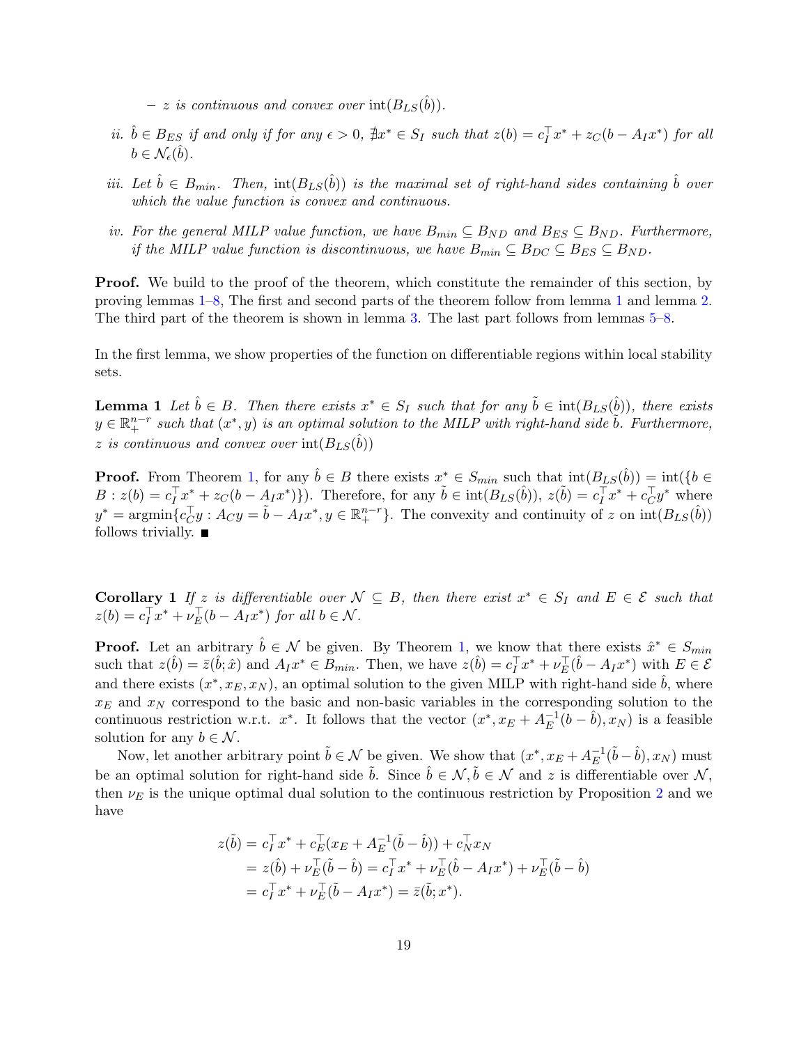– $z$ *is continuous and convex over* $\mathrm{int}(B_{LS}(\hat{b}))$.

*ii.* $\hat{b} \in B_{ES}$ *if and only if for any* $\epsilon > 0$, $\nexists x^* \in S_I$ *such that* $z(b) = c_I^\top x^* + z_C(b - A_I x^*)$ *for all* $b \in \mathcal{N}_\epsilon(\hat{b})$.

*iii. Let* $\hat{b} \in B_{min}$. *Then,* $\mathrm{int}(B_{LS}(\hat{b}))$ *is the maximal set of right-hand sides containing* $\hat{b}$ *over which the value function is convex and continuous.*

*iv. For the general MILP value function, we have* $B_{min} \subseteq B_{ND}$ *and* $B_{ES} \subseteq B_{ND}$. *Furthermore, if the MILP value function is discontinuous, we have* $B_{min} \subseteq B_{DC} \subseteq B_{ES} \subseteq B_{ND}$.

**Proof.** We build to the proof of the theorem, which constitute the remainder of this section, by proving lemmas 1–8, The first and second parts of the theorem follow from lemma 1 and lemma 2. The third part of the theorem is shown in lemma 3. The last part follows from lemmas 5–8.

In the first lemma, we show properties of the function on differentiable regions within local stability sets.

**Lemma 1** *Let* $\hat{b} \in B$. *Then there exists* $x^* \in S_I$ *such that for any* $\tilde{b} \in \mathrm{int}(B_{LS}(\hat{b}))$, *there exists* $y \in \mathbb{R}_+^{n-r}$ *such that* $(x^*, y)$ *is an optimal solution to the MILP with right-hand side* $\tilde{b}$. *Furthermore,* $z$ *is continuous and convex over* $\mathrm{int}(B_{LS}(\hat{b}))$

**Proof.** From Theorem 1, for any $\hat{b} \in B$ there exists $x^* \in S_{min}$ such that $\mathrm{int}(B_{LS}(\hat{b})) = \mathrm{int}(\{b \in B : z(b) = c_I^\top x^* + z_C(b - A_I x^*)\})$. Therefore, for any $\tilde{b} \in \mathrm{int}(B_{LS}(\hat{b}))$, $z(\tilde{b}) = c_I^\top x^* + c_C^\top y^*$ where $y^* = \mathrm{argmin}\{c_C^\top y : A_C y = \tilde{b} - A_I x^*, y \in \mathbb{R}_+^{n-r}\}$. The convexity and continuity of $z$ on $\mathrm{int}(B_{LS}(\hat{b}))$ follows trivially. ■

**Corollary 1** *If* $z$ *is differentiable over* $\mathcal{N} \subseteq B$, *then there exist* $x^* \in S_I$ *and* $E \in \mathcal{E}$ *such that* $z(b) = c_I^\top x^* + \nu_E^\top (b - A_I x^*)$ *for all* $b \in \mathcal{N}$.

**Proof.** Let an arbitrary $\hat{b} \in \mathcal{N}$ be given. By Theorem 1, we know that there exists $\hat{x}^* \in S_{min}$ such that $z(\hat{b}) = \bar{z}(\hat{b}; \hat{x})$ and $A_I x^* \in B_{min}$. Then, we have $z(\hat{b}) = c_I^\top x^* + \nu_E^\top(\hat{b} - A_I x^*)$ with $E \in \mathcal{E}$ and there exists $(x^*, x_E, x_N)$, an optimal solution to the given MILP with right-hand side $\hat{b}$, where $x_E$ and $x_N$ correspond to the basic and non-basic variables in the corresponding solution to the continuous restriction w.r.t. $x^*$. It follows that the vector $(x^*, x_E + A_E^{-1}(b - \hat{b}), x_N)$ is a feasible solution for any $b \in \mathcal{N}$.

Now, let another arbitrary point $\tilde{b} \in \mathcal{N}$ be given. We show that $(x^*, x_E + A_E^{-1}(\tilde{b} - \hat{b}), x_N)$ must be an optimal solution for right-hand side $\tilde{b}$. Since $\hat{b} \in \mathcal{N}, \tilde{b} \in \mathcal{N}$ and $z$ is differentiable over $\mathcal{N}$, then $\nu_E$ is the unique optimal dual solution to the continuous restriction by Proposition 2 and we have

$$
\begin{aligned}
z(\tilde{b}) &= c_I^\top x^* + c_E^\top(x_E + A_E^{-1}(\tilde{b} - \hat{b})) + c_N^\top x_N \\
&= z(\hat{b}) + \nu_E^\top(\tilde{b} - \hat{b}) = c_I^\top x^* + \nu_E^\top(\hat{b} - A_I x^*) + \nu_E^\top(\tilde{b} - \hat{b}) \\
&= c_I^\top x^* + \nu_E^\top(\tilde{b} - A_I x^*) = \bar{z}(\tilde{b}; x^*).
\end{aligned}
$$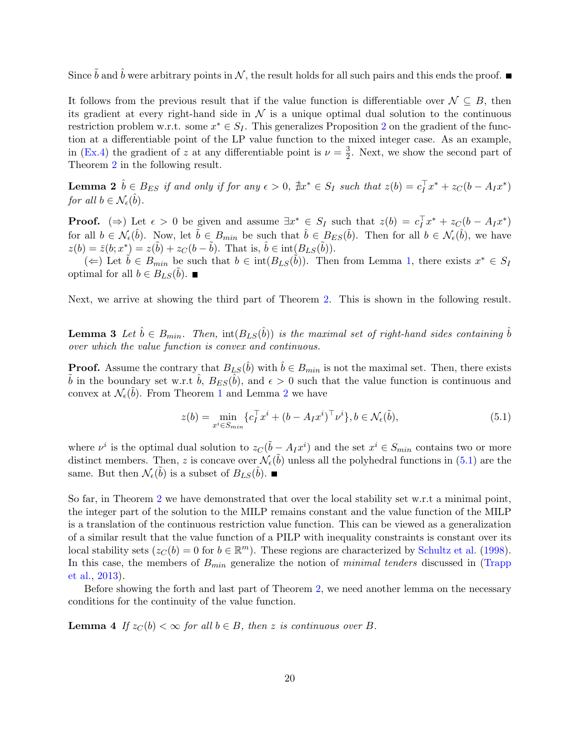Since $\tilde{b}$ and $\hat{b}$ were arbitrary points in $\mathcal{N}$, the result holds for all such pairs and this ends the proof. ■

It follows from the previous result that if the value function is differentiable over $\mathcal{N} \subseteq B$, then its gradient at every right-hand side in $\mathcal{N}$ is a unique optimal dual solution to the continuous restriction problem w.r.t. some $x^* \in S_I$. This generalizes Proposition 2 on the gradient of the function at a differentiable point of the LP value function to the mixed integer case. As an example, in (Ex.4) the gradient of $z$ at any differentiable point is $\nu = \frac{3}{2}$. Next, we show the second part of Theorem 2 in the following result.

**Lemma 2** *$\hat{b} \in B_{ES}$ if and only if for any $\epsilon > 0$, $\nexists x^* \in S_I$ such that $z(b) = c_I^\top x^* + z_C(b - A_I x^*)$ for all $b \in \mathcal{N}_\epsilon(\hat{b})$.*

**Proof.** ($\Rightarrow$) Let $\epsilon > 0$ be given and assume $\exists x^* \in S_I$ such that $z(b) = c_I^\top x^* + z_C(b - A_I x^*)$ for all $b \in \mathcal{N}_\epsilon(\hat{b})$. Now, let $\tilde{b} \in B_{min}$ be such that $\hat{b} \in B_{ES}(\tilde{b})$. Then for all $b \in \mathcal{N}_\epsilon(\hat{b})$, we have $z(b) = \bar{z}(b; x^*) = z(\tilde{b}) + z_C(b - \tilde{b})$. That is, $\hat{b} \in \text{int}(B_{LS}(\tilde{b}))$.

($\Leftarrow$) Let $\tilde{b} \in B_{min}$ be such that $b \in \text{int}(B_{LS}(\tilde{b}))$. Then from Lemma 1, there exists $x^* \in S_I$ optimal for all $b \in B_{LS}(\tilde{b})$. ■

Next, we arrive at showing the third part of Theorem 2. This is shown in the following result.

**Lemma 3** *Let $\hat{b} \in B_{min}$. Then, $\text{int}(B_{LS}(\hat{b}))$ is the maximal set of right-hand sides containing $\hat{b}$ over which the value function is convex and continuous.*

**Proof.** Assume the contrary that $B_{LS}(\hat{b})$ with $\hat{b} \in B_{min}$ is not the maximal set. Then, there exists $\tilde{b}$ in the boundary set w.r.t $\hat{b}$, $B_{ES}(\hat{b})$, and $\epsilon > 0$ such that the value function is continuous and convex at $\mathcal{N}_\epsilon(\tilde{b})$. From Theorem 1 and Lemma 2 we have

$$z(b) = \min_{x^i \in S_{min}} \{c_I^\top x^i + (b - A_I x^i)^\top \nu^i\}, b \in \mathcal{N}_\epsilon(\tilde{b}), \tag{5.1}$$

where $\nu^i$ is the optimal dual solution to $z_C(\tilde{b} - A_I x^i)$ and the set $x^i \in S_{min}$ contains two or more distinct members. Then, $z$ is concave over $\mathcal{N}_\epsilon(\tilde{b})$ unless all the polyhedral functions in (5.1) are the same. But then $\mathcal{N}_\epsilon(\tilde{b})$ is a subset of $B_{LS}(\hat{b})$. ■

So far, in Theorem 2 we have demonstrated that over the local stability set w.r.t a minimal point, the integer part of the solution to the MILP remains constant and the value function of the MILP is a translation of the continuous restriction value function. This can be viewed as a generalization of a similar result that the value function of a PILP with inequality constraints is constant over its local stability sets ($z_C(b) = 0$ for $b \in \mathbb{R}^m$). These regions are characterized by Schultz et al. (1998). In this case, the members of $B_{min}$ generalize the notion of *minimal tenders* discussed in (Trapp et al., 2013).

Before showing the forth and last part of Theorem 2, we need another lemma on the necessary conditions for the continuity of the value function.

**Lemma 4** *If $z_C(b) < \infty$ for all $b \in B$, then $z$ is continuous over $B$.*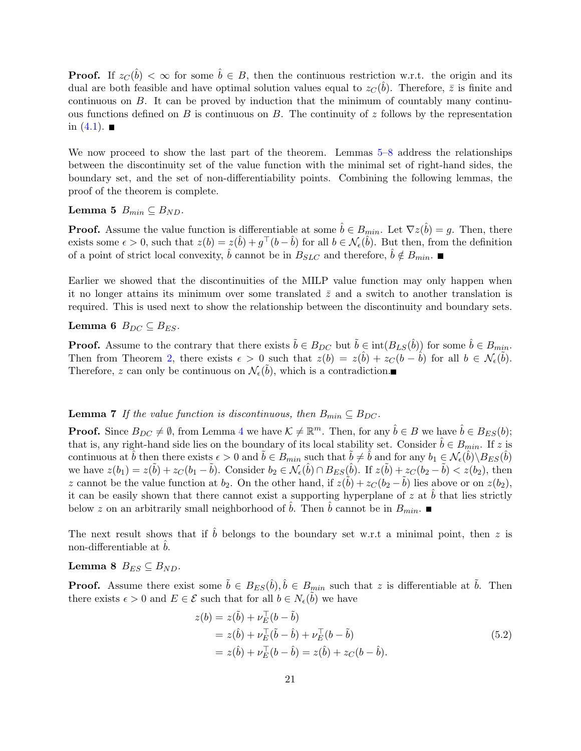**Proof.** If $z_C(\hat{b}) < \infty$ for some $\hat{b} \in B$, then the continuous restriction w.r.t. the origin and its dual are both feasible and have optimal solution values equal to $z_C(\hat{b})$. Therefore, $\bar{z}$ is finite and continuous on $B$. It can be proved by induction that the minimum of countably many continuous functions defined on $B$ is continuous on $B$. The continuity of $z$ follows by the representation in (4.1). ■

We now proceed to show the last part of the theorem. Lemmas 5–8 address the relationships between the discontinuity set of the value function with the minimal set of right-hand sides, the boundary set, and the set of non-differentiability points. Combining the following lemmas, the proof of the theorem is complete.

**Lemma 5** *$B_{min} \subseteq B_{ND}$.*

**Proof.** Assume the value function is differentiable at some $\hat{b} \in B_{min}$. Let $\nabla z(\hat{b}) = g$. Then, there exists some $\epsilon > 0$, such that $z(b) = z(\hat{b}) + g^\top(b - \hat{b})$ for all $b \in \mathcal{N}_\epsilon(\hat{b})$. But then, from the definition of a point of strict local convexity, $\hat{b}$ cannot be in $B_{SLC}$ and therefore, $\hat{b} \notin B_{min}$. ■

Earlier we showed that the discontinuities of the MILP value function may only happen when it no longer attains its minimum over some translated $\bar{z}$ and a switch to another translation is required. This is used next to show the relationship between the discontinuity and boundary sets.

**Lemma 6** *$B_{DC} \subseteq B_{ES}$.*

**Proof.** Assume to the contrary that there exists $\tilde{b} \in B_{DC}$ but $\tilde{b} \in \text{int}(B_{LS}(\hat{b}))$ for some $\hat{b} \in B_{min}$. Then from Theorem 2, there exists $\epsilon > 0$ such that $z(b) = z(\hat{b}) + z_C(b - \hat{b})$ for all $b \in \mathcal{N}_\epsilon(\tilde{b})$. Therefore, $z$ can only be continuous on $\mathcal{N}_\epsilon(\tilde{b})$, which is a contradiction. ■

**Lemma 7** *If the value function is discontinuous, then $B_{min} \subseteq B_{DC}$.*

**Proof.** Since $B_{DC} \neq \emptyset$, from Lemma 4 we have $\mathcal{K} \neq \mathbb{R}^m$. Then, for any $\hat{b} \in B$ we have $\hat{b} \in B_{ES}(b)$; that is, any right-hand side lies on the boundary of its local stability set. Consider $\hat{b} \in B_{min}$. If $z$ is continuous at $\hat{b}$ then there exists $\epsilon > 0$ and $\tilde{b} \in B_{min}$ such that $\tilde{b} \neq \hat{b}$ and for any $b_1 \in \mathcal{N}_\epsilon(\hat{b}) \backslash B_{ES}(\hat{b})$ we have $z(b_1) = z(\tilde{b}) + z_C(b_1 - \tilde{b})$. Consider $b_2 \in \mathcal{N}_\epsilon(\hat{b}) \cap B_{ES}(\hat{b})$. If $z(\tilde{b}) + z_C(b_2 - \tilde{b}) < z(b_2)$, then $z$ cannot be the value function at $b_2$. On the other hand, if $z(\tilde{b}) + z_C(b_2 - \tilde{b})$ lies above or on $z(b_2)$, it can be easily shown that there cannot exist a supporting hyperplane of $z$ at $\hat{b}$ that lies strictly below $z$ on an arbitrarily small neighborhood of $\hat{b}$. Then $\hat{b}$ cannot be in $B_{min}$. ■

The next result shows that if $\hat{b}$ belongs to the boundary set w.r.t a minimal point, then $z$ is non-differentiable at $\hat{b}$.

**Lemma 8** *$B_{ES} \subseteq B_{ND}$.*

**Proof.** Assume there exist some $\tilde{b} \in B_{ES}(\hat{b}), \hat{b} \in B_{min}$ such that $z$ is differentiable at $\tilde{b}$. Then there exists $\epsilon > 0$ and $E \in \mathcal{E}$ such that for all $b \in N_\epsilon(\tilde{b})$ we have

$$
\begin{aligned}
z(b) &= z(\tilde{b}) + \nu_E^\top(b - \tilde{b}) \\
&= z(\hat{b}) + \nu_E^\top(\tilde{b} - \hat{b}) + \nu_E^\top(b - \tilde{b}) \\
&= z(\hat{b}) + \nu_E^\top(b - \hat{b}) = z(\hat{b}) + z_C(b - \hat{b}).
\end{aligned}
\tag{5.2}
$$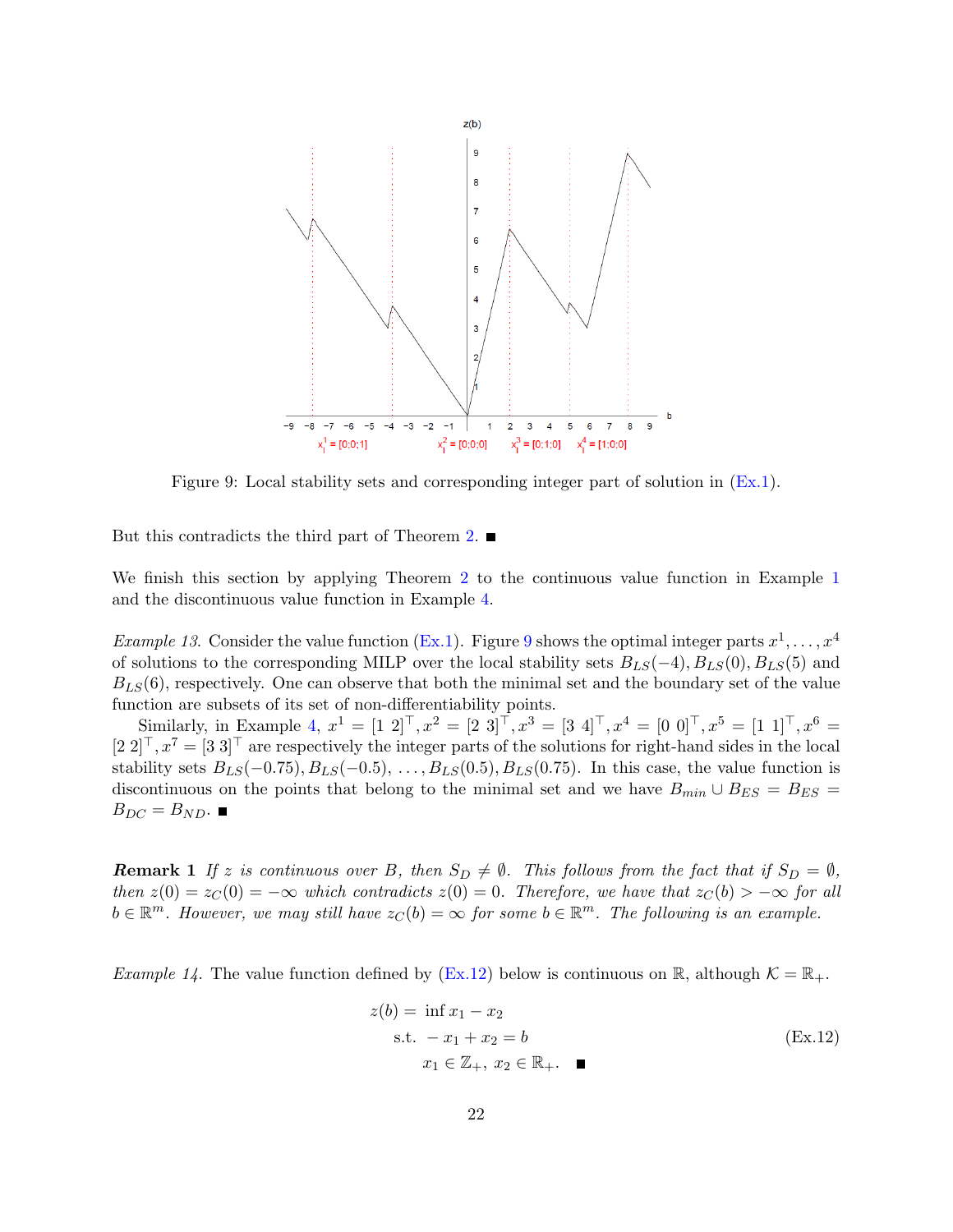Figure 9: Local stability sets and corresponding integer part of solution in (Ex.1).

But this contradicts the third part of Theorem 2. ■

We finish this section by applying Theorem 2 to the continuous value function in Example 1 and the discontinuous value function in Example 4.

*Example 13.* Consider the value function (Ex.1). Figure 9 shows the optimal integer parts $x^1, \ldots, x^4$ of solutions to the corresponding MILP over the local stability sets $B_{LS}(-4), B_{LS}(0), B_{LS}(5)$ and $B_{LS}(6)$, respectively. One can observe that both the minimal set and the boundary set of the value function are subsets of its set of non-differentiability points.

Similarly, in Example 4, $x^1 = [1\ 2]^\top, x^2 = [2\ 3]^\top, x^3 = [3\ 4]^\top, x^4 = [0\ 0]^\top, x^5 = [1\ 1]^\top, x^6 = [2\ 2]^\top, x^7 = [3\ 3]^\top$ are respectively the integer parts of the solutions for right-hand sides in the local stability sets $B_{LS}(-0.75), B_{LS}(-0.5), \ldots, B_{LS}(0.5), B_{LS}(0.75)$. In this case, the value function is discontinuous on the points that belong to the minimal set and we have $B_{min} \cup B_{ES} = B_{ES} = B_{DC} = B_{ND}$. ■

**Remark 1** *If $z$ is continuous over $B$, then $S_D \neq \emptyset$. This follows from the fact that if $S_D = \emptyset$, then $z(0) = z_C(0) = -\infty$ which contradicts $z(0) = 0$. Therefore, we have that $z_C(b) > -\infty$ for all $b \in \mathbb{R}^m$. However, we may still have $z_C(b) = \infty$ for some $b \in \mathbb{R}^m$. The following is an example.*

*Example 14.* The value function defined by (Ex.12) below is continuous on $\mathbb{R}$, although $\mathcal{K} = \mathbb{R}_+$.

$$
\begin{aligned}
z(b) = \ & \inf x_1 - x_2 \\
\text{s.t.} \ & -x_1 + x_2 = b \\
& x_1 \in \mathbb{Z}_+,\ x_2 \in \mathbb{R}_+.
\end{aligned}
\tag{Ex.12}
$$

■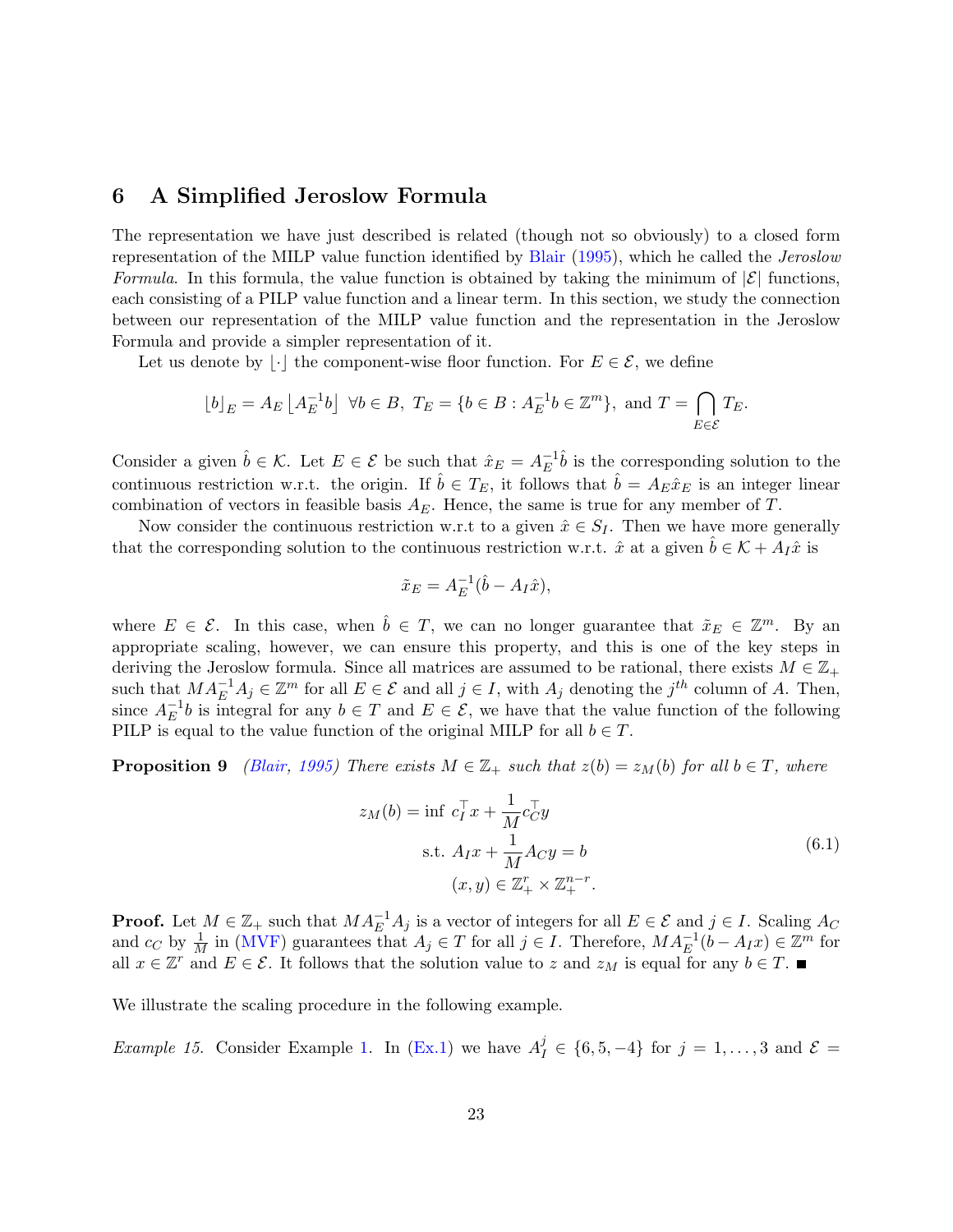## 6 A Simplified Jeroslow Formula

The representation we have just described is related (though not so obviously) to a closed form representation of the MILP value function identified by Blair (1995), which he called the *Jeroslow Formula*. In this formula, the value function is obtained by taking the minimum of $|\mathcal{E}|$ functions, each consisting of a PILP value function and a linear term. In this section, we study the connection between our representation of the MILP value function and the representation in the Jeroslow Formula and provide a simpler representation of it.

Let us denote by $\lfloor \cdot \rfloor$ the component-wise floor function. For $E \in \mathcal{E}$, we define

$$\lfloor b \rfloor_E = A_E \left\lfloor A_E^{-1} b \right\rfloor \;\; \forall b \in B, \; T_E = \{b \in B : A_E^{-1} b \in \mathbb{Z}^m\}, \text{ and } T = \bigcap_{E \in \mathcal{E}} T_E.$$

Consider a given $\hat{b} \in \mathcal{K}$. Let $E \in \mathcal{E}$ be such that $\hat{x}_E = A_E^{-1}\hat{b}$ is the corresponding solution to the continuous restriction w.r.t. the origin. If $\hat{b} \in T_E$, it follows that $\hat{b} = A_E \hat{x}_E$ is an integer linear combination of vectors in feasible basis $A_E$. Hence, the same is true for any member of $T$.

Now consider the continuous restriction w.r.t to a given $\hat{x} \in S_I$. Then we have more generally that the corresponding solution to the continuous restriction w.r.t. $\hat{x}$ at a given $\hat{b} \in \mathcal{K} + A_I \hat{x}$ is

$$\tilde{x}_E = A_E^{-1}(\hat{b} - A_I \hat{x}),$$

where $E \in \mathcal{E}$. In this case, when $\hat{b} \in T$, we can no longer guarantee that $\tilde{x}_E \in \mathbb{Z}^m$. By an appropriate scaling, however, we can ensure this property, and this is one of the key steps in deriving the Jeroslow formula. Since all matrices are assumed to be rational, there exists $M \in \mathbb{Z}_+$ such that $M A_E^{-1} A_j \in \mathbb{Z}^m$ for all $E \in \mathcal{E}$ and all $j \in I$, with $A_j$ denoting the $j^{th}$ column of $A$. Then, since $A_E^{-1} b$ is integral for any $b \in T$ and $E \in \mathcal{E}$, we have that the value function of the following PILP is equal to the value function of the original MILP for all $b \in T$.

**Proposition 9** *(Blair, 1995) There exists $M \in \mathbb{Z}_+$ such that $z(b) = z_M(b)$ for all $b \in T$, where*

$$\begin{aligned} z_M(b) = \inf \;& c_I^\top x + \frac{1}{M} c_C^\top y \\ \text{s.t. } & A_I x + \frac{1}{M} A_C y = b \\ & (x, y) \in \mathbb{Z}_+^r \times \mathbb{Z}_+^{n-r}. \end{aligned} \tag{6.1}$$

**Proof.** Let $M \in \mathbb{Z}_+$ such that $M A_E^{-1} A_j$ is a vector of integers for all $E \in \mathcal{E}$ and $j \in I$. Scaling $A_C$ and $c_C$ by $\frac{1}{M}$ in (MVF) guarantees that $A_j \in T$ for all $j \in I$. Therefore, $M A_E^{-1}(b - A_I x) \in \mathbb{Z}^m$ for all $x \in \mathbb{Z}^r$ and $E \in \mathcal{E}$. It follows that the solution value to $z$ and $z_M$ is equal for any $b \in T$. ■

We illustrate the scaling procedure in the following example.

*Example 15.* Consider Example 1. In (Ex.1) we have $A_I^j \in \{6, 5, -4\}$ for $j = 1, \ldots, 3$ and $\mathcal{E} =$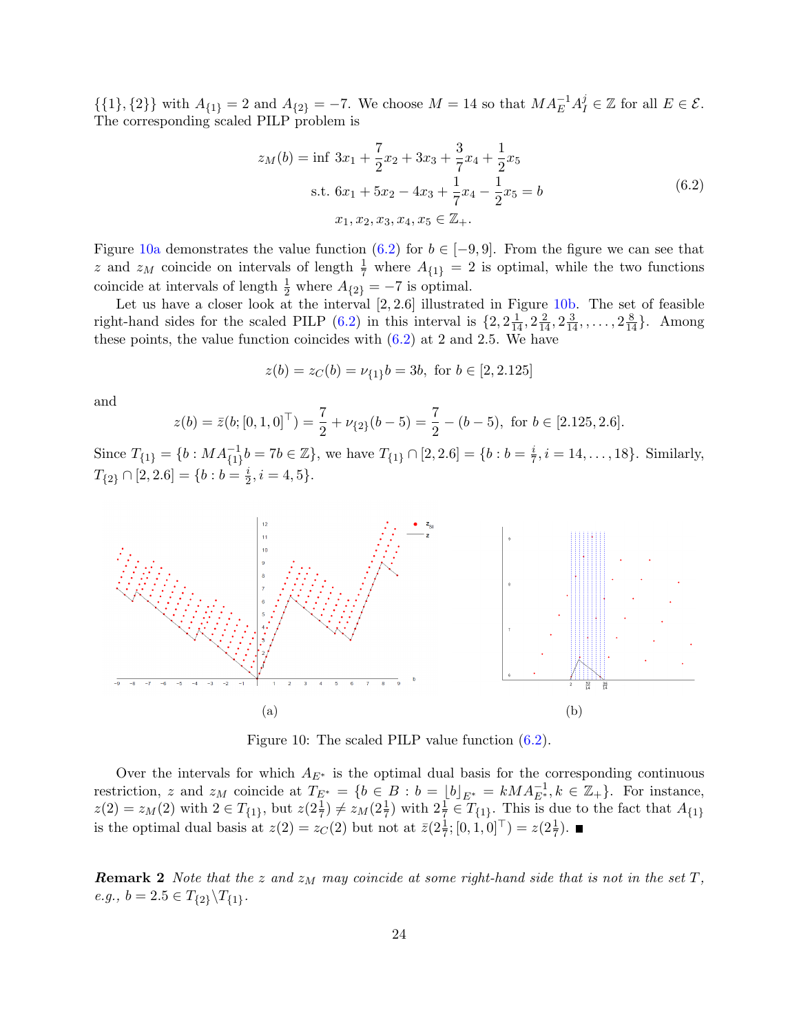$\{\{1\}, \{2\}\}$ with $A_{\{1\}} = 2$ and $A_{\{2\}} = -7$. We choose $M = 14$ so that $MA_E^{-1}A_I^j \in \mathbb{Z}$ for all $E \in \mathcal{E}$. The corresponding scaled PILP problem is

$$
\begin{aligned}
z_M(b) = \inf\ & 3x_1 + \frac{7}{2}x_2 + 3x_3 + \frac{3}{7}x_4 + \frac{1}{2}x_5 \\
\text{s.t. } & 6x_1 + 5x_2 - 4x_3 + \frac{1}{7}x_4 - \frac{1}{2}x_5 = b \\
& x_1, x_2, x_3, x_4, x_5 \in \mathbb{Z}_+.
\end{aligned}
\tag{6.2}
$$

Figure 10a demonstrates the value function (6.2) for $b \in [-9, 9]$. From the figure we can see that $z$ and $z_M$ coincide on intervals of length $\frac{1}{7}$ where $A_{\{1\}} = 2$ is optimal, while the two functions coincide at intervals of length $\frac{1}{2}$ where $A_{\{2\}} = -7$ is optimal.

Let us have a closer look at the interval $[2, 2.6]$ illustrated in Figure 10b. The set of feasible right-hand sides for the scaled PILP (6.2) in this interval is $\{2, 2\frac{1}{14}, 2\frac{2}{14}, 2\frac{3}{14}, , \dots, 2\frac{8}{14}\}$. Among these points, the value function coincides with (6.2) at 2 and 2.5. We have

$$
z(b) = z_C(b) = \nu_{\{1\}}b = 3b, \text{ for } b \in [2, 2.125]
$$

and

$$
z(b) = \bar{z}(b; [0, 1, 0]^\top) = \frac{7}{2} + \nu_{\{2\}}(b - 5) = \frac{7}{2} - (b - 5), \text{ for } b \in [2.125, 2.6].
$$

Since $T_{\{1\}} = \{b : MA_{\{1\}}^{-1}b = 7b \in \mathbb{Z}\}$, we have $T_{\{1\}} \cap [2, 2.6] = \{b : b = \frac{i}{7}, i = 14, \dots, 18\}$. Similarly, $T_{\{2\}} \cap [2, 2.6] = \{b : b = \frac{i}{2}, i = 4, 5\}$.

(a)

(b)

Figure 10: The scaled PILP value function (6.2).

Over the intervals for which $A_{E^*}$ is the optimal dual basis for the corresponding continuous restriction, $z$ and $z_M$ coincide at $T_{E^*} = \{b \in B : b = \lfloor b \rfloor_{E^*} = kMA_{E^*}^{-1}, k \in \mathbb{Z}_+\}$. For instance, $z(2) = z_M(2)$ with $2 \in T_{\{1\}}$, but $z(2\frac{1}{7}) \neq z_M(2\frac{1}{7})$ with $2\frac{1}{7} \in T_{\{1\}}$. This is due to the fact that $A_{\{1\}}$ is the optimal dual basis at $z(2) = z_C(2)$ but not at $\bar{z}(2\frac{1}{7}; [0, 1, 0]^\top) = z(2\frac{1}{7})$. ■

***Remark 2*** *Note that the $z$ and $z_M$ may coincide at some right-hand side that is not in the set $T$, e.g., $b = 2.5 \in T_{\{2\}} \backslash T_{\{1\}}$.*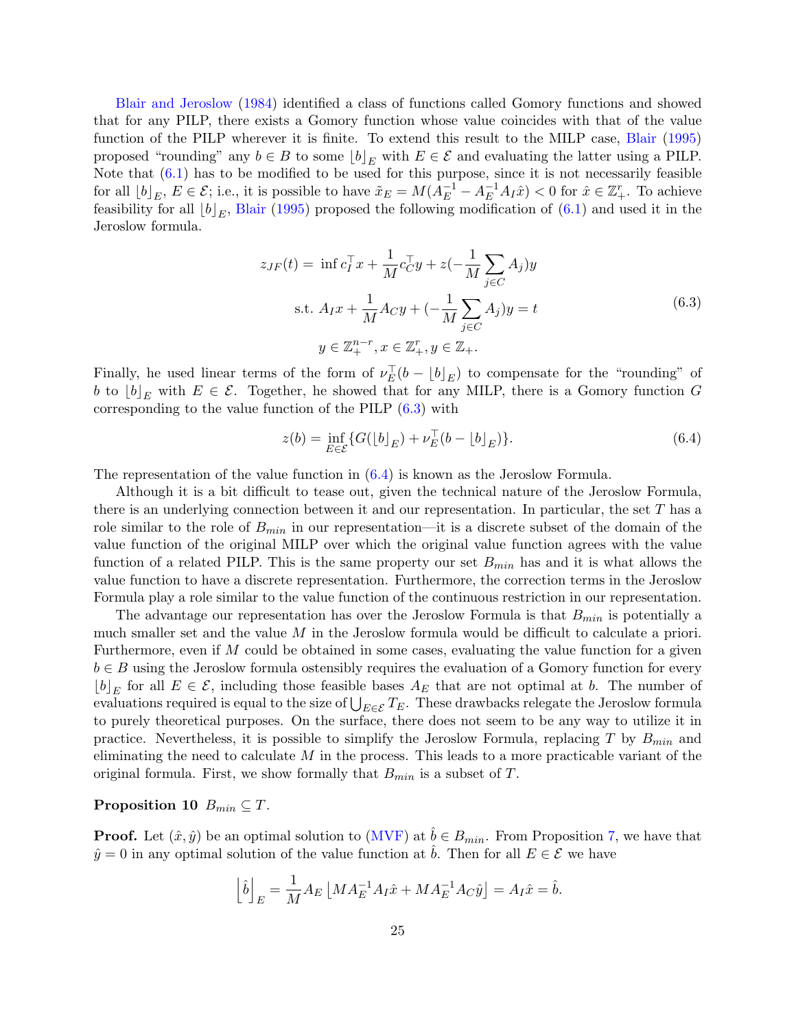Blair and Jeroslow (1984) identified a class of functions called Gomory functions and showed that for any PILP, there exists a Gomory function whose value coincides with that of the value function of the PILP wherever it is finite. To extend this result to the MILP case, Blair (1995) proposed "rounding" any $b \in B$ to some $\lfloor b \rfloor_E$ with $E \in \mathcal{E}$ and evaluating the latter using a PILP. Note that (6.1) has to be modified to be used for this purpose, since it is not necessarily feasible for all $\lfloor b \rfloor_E$, $E \in \mathcal{E}$; i.e., it is possible to have $\tilde{x}_E = M(A_E^{-1} - A_E^{-1} A_I \hat{x}) < 0$ for $\hat{x} \in \mathbb{Z}_+^r$. To achieve feasibility for all $\lfloor b \rfloor_E$, Blair (1995) proposed the following modification of (6.1) and used it in the Jeroslow formula.

$$
\begin{aligned}
z_{JF}(t) = \ & \inf c_I^\top x + \frac{1}{M} c_C^\top y + z(-\frac{1}{M}\sum_{j \in C} A_j) y \\
& \text{s.t. } A_I x + \frac{1}{M} A_C y + (-\frac{1}{M}\sum_{j \in C} A_j) y = t \\
& \qquad y \in \mathbb{Z}_+^{n-r}, x \in \mathbb{Z}_+^r, y \in \mathbb{Z}_+.
\end{aligned}
\tag{6.3}
$$

Finally, he used linear terms of the form of $\nu_E^\top (b - \lfloor b \rfloor_E)$ to compensate for the "rounding" of $b$ to $\lfloor b \rfloor_E$ with $E \in \mathcal{E}$. Together, he showed that for any MILP, there is a Gomory function $G$ corresponding to the value function of the PILP (6.3) with

$$
z(b) = \inf_{E \in \mathcal{E}} \{ G(\lfloor b \rfloor_E) + \nu_E^\top (b - \lfloor b \rfloor_E) \}.
\tag{6.4}
$$

The representation of the value function in (6.4) is known as the Jeroslow Formula.

Although it is a bit difficult to tease out, given the technical nature of the Jeroslow Formula, there is an underlying connection between it and our representation. In particular, the set $T$ has a role similar to the role of $B_{min}$ in our representation—it is a discrete subset of the domain of the value function of the original MILP over which the original value function agrees with the value function of a related PILP. This is the same property our set $B_{min}$ has and it is what allows the value function to have a discrete representation. Furthermore, the correction terms in the Jeroslow Formula play a role similar to the value function of the continuous restriction in our representation.

The advantage our representation has over the Jeroslow Formula is that $B_{min}$ is potentially a much smaller set and the value $M$ in the Jeroslow formula would be difficult to calculate a priori. Furthermore, even if $M$ could be obtained in some cases, evaluating the value function for a given $b \in B$ using the Jeroslow formula ostensibly requires the evaluation of a Gomory function for every $\lfloor b \rfloor_E$ for all $E \in \mathcal{E}$, including those feasible bases $A_E$ that are not optimal at $b$. The number of evaluations required is equal to the size of $\bigcup_{E \in \mathcal{E}} T_E$. These drawbacks relegate the Jeroslow formula to purely theoretical purposes. On the surface, there does not seem to be any way to utilize it in practice. Nevertheless, it is possible to simplify the Jeroslow Formula, replacing $T$ by $B_{min}$ and eliminating the need to calculate $M$ in the process. This leads to a more practicable variant of the original formula. First, we show formally that $B_{min}$ is a subset of $T$.

**Proposition 10** $B_{min} \subseteq T$.

**Proof.** Let $(\hat{x}, \hat{y})$ be an optimal solution to (MVF) at $\hat{b} \in B_{min}$. From Proposition 7, we have that $\hat{y} = 0$ in any optimal solution of the value function at $\hat{b}$. Then for all $E \in \mathcal{E}$ we have

$$
\left\lfloor \hat{b} \right\rfloor_E = \frac{1}{M} A_E \left\lfloor M A_E^{-1} A_I \hat{x} + M A_E^{-1} A_C \hat{y} \right\rfloor = A_I \hat{x} = \hat{b}.
$$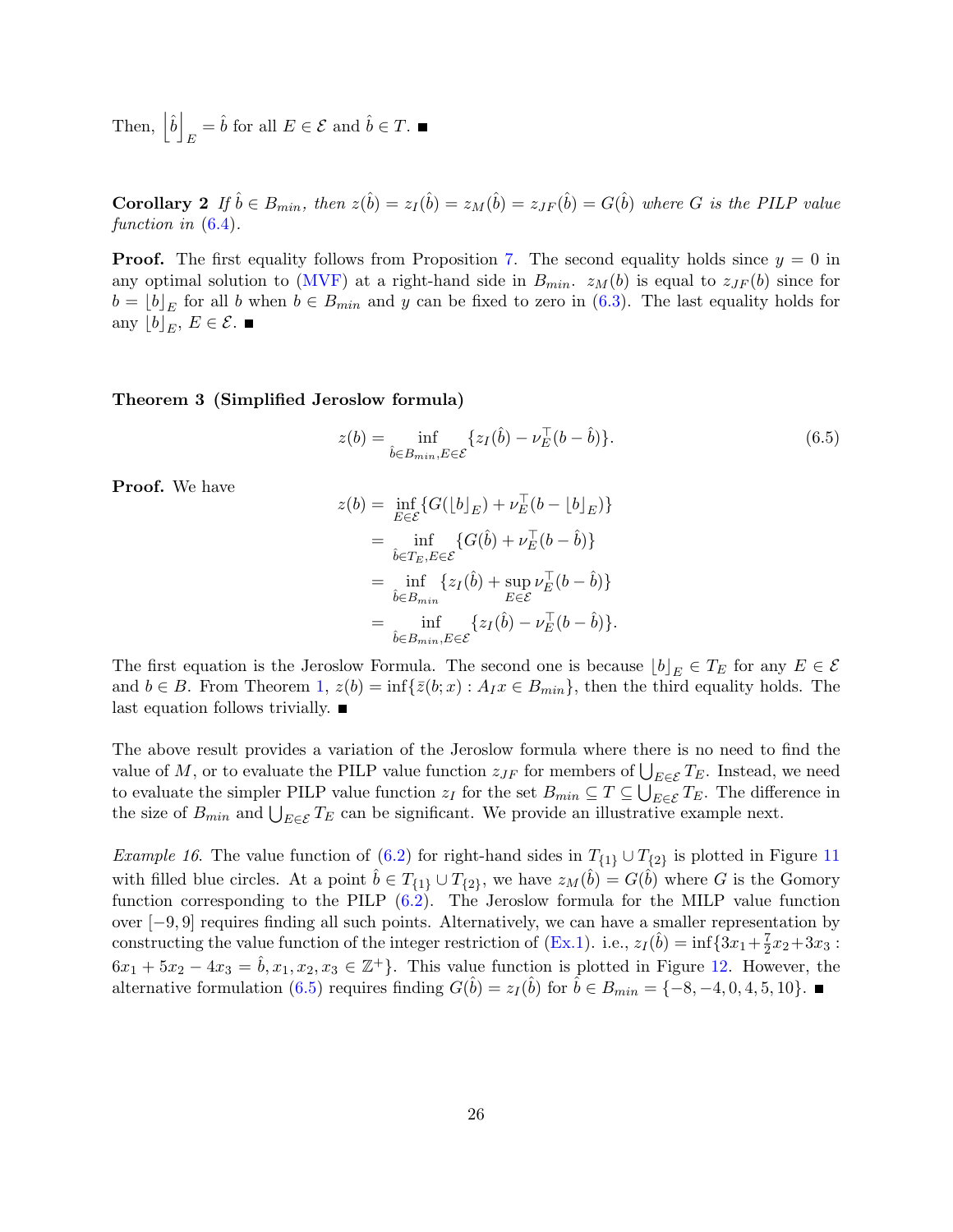Then, $\left\lfloor \hat{b} \right\rfloor_E = \hat{b}$ for all $E \in \mathcal{E}$ and $\hat{b} \in T$. ■

**Corollary 2** *If $\hat{b} \in B_{min}$, then $z(\hat{b}) = z_I(\hat{b}) = z_M(\hat{b}) = z_{JF}(\hat{b}) = G(\hat{b})$ where $G$ is the PILP value function in (6.4).*

**Proof.** The first equality follows from Proposition 7. The second equality holds since $y = 0$ in any optimal solution to (MVF) at a right-hand side in $B_{min}$. $z_M(b)$ is equal to $z_{JF}(b)$ since for $b = \lfloor b \rfloor_E$ for all $b$ when $b \in B_{min}$ and $y$ can be fixed to zero in (6.3). The last equality holds for any $\lfloor b \rfloor_E$, $E \in \mathcal{E}$. ■

**Theorem 3 (Simplified Jeroslow formula)**

$$z(b) = \inf_{\hat{b} \in B_{min}, E \in \mathcal{E}} \{z_I(\hat{b}) - \nu_E^\top (b - \hat{b})\}. \tag{6.5}$$

**Proof.** We have

$$\begin{aligned}
z(b) &= \inf_{E \in \mathcal{E}} \{G(\lfloor b \rfloor_E) + \nu_E^\top (b - \lfloor b \rfloor_E)\} \\
&= \inf_{\hat{b} \in T_E, E \in \mathcal{E}} \{G(\hat{b}) + \nu_E^\top (b - \hat{b})\} \\
&= \inf_{\hat{b} \in B_{min}} \{z_I(\hat{b}) + \sup_{E \in \mathcal{E}} \nu_E^\top (b - \hat{b})\} \\
&= \inf_{\hat{b} \in B_{min}, E \in \mathcal{E}} \{z_I(\hat{b}) - \nu_E^\top (b - \hat{b})\}.
\end{aligned}$$

The first equation is the Jeroslow Formula. The second one is because $\lfloor b \rfloor_E \in T_E$ for any $E \in \mathcal{E}$ and $b \in B$. From Theorem 1, $z(b) = \inf\{\bar{z}(b; x) : A_I x \in B_{min}\}$, then the third equality holds. The last equation follows trivially. ■

The above result provides a variation of the Jeroslow formula where there is no need to find the value of $M$, or to evaluate the PILP value function $z_{JF}$ for members of $\bigcup_{E \in \mathcal{E}} T_E$. Instead, we need to evaluate the simpler PILP value function $z_I$ for the set $B_{min} \subseteq T \subseteq \bigcup_{E \in \mathcal{E}} T_E$. The difference in the size of $B_{min}$ and $\bigcup_{E \in \mathcal{E}} T_E$ can be significant. We provide an illustrative example next.

*Example 16.* The value function of (6.2) for right-hand sides in $T_{\{1\}} \cup T_{\{2\}}$ is plotted in Figure 11 with filled blue circles. At a point $\hat{b} \in T_{\{1\}} \cup T_{\{2\}}$, we have $z_M(\hat{b}) = G(\hat{b})$ where $G$ is the Gomory function corresponding to the PILP (6.2). The Jeroslow formula for the MILP value function over $[-9, 9]$ requires finding all such points. Alternatively, we can have a smaller representation by constructing the value function of the integer restriction of (Ex.1). i.e., $z_I(\hat{b}) = \inf\{3x_1 + \frac{7}{2}x_2 + 3x_3 : 6x_1 + 5x_2 - 4x_3 = \hat{b}, x_1, x_2, x_3 \in \mathbb{Z}^+\}$. This value function is plotted in Figure 12. However, the alternative formulation (6.5) requires finding $G(\hat{b}) = z_I(\hat{b})$ for $\hat{b} \in B_{min} = \{-8, -4, 0, 4, 5, 10\}$. ■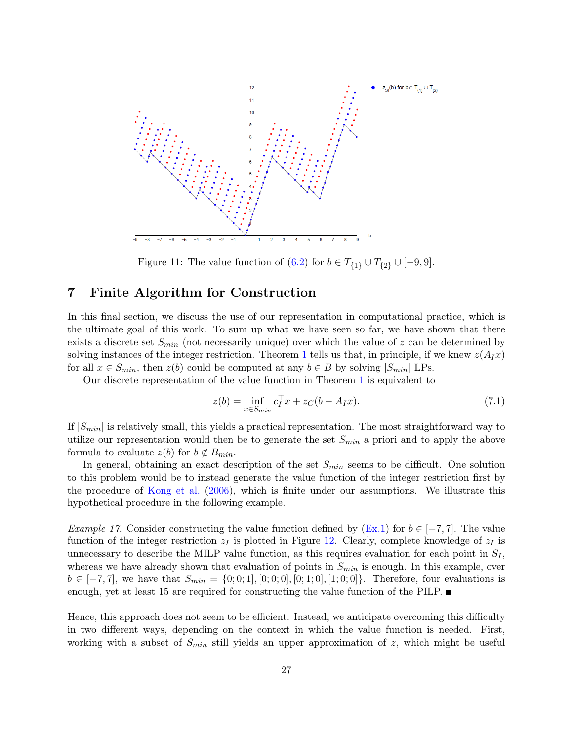Figure 11: The value function of (6.2) for $b \in T_{\{1\}} \cup T_{\{2\}} \cup [-9, 9]$.

## 7 Finite Algorithm for Construction

In this final section, we discuss the use of our representation in computational practice, which is the ultimate goal of this work. To sum up what we have seen so far, we have shown that there exists a discrete set $S_{min}$ (not necessarily unique) over which the value of $z$ can be determined by solving instances of the integer restriction. Theorem 1 tells us that, in principle, if we knew $z(A_I x)$ for all $x \in S_{min}$, then $z(b)$ could be computed at any $b \in B$ by solving $|S_{min}|$ LPs.

Our discrete representation of the value function in Theorem 1 is equivalent to

$$z(b) = \inf_{x \in S_{min}} c_I^\top x + z_C(b - A_I x). \tag{7.1}$$

If $|S_{min}|$ is relatively small, this yields a practical representation. The most straightforward way to utilize our representation would then be to generate the set $S_{min}$ a priori and to apply the above formula to evaluate $z(b)$ for $b \notin B_{min}$.

In general, obtaining an exact description of the set $S_{min}$ seems to be difficult. One solution to this problem would be to instead generate the value function of the integer restriction first by the procedure of Kong et al. (2006), which is finite under our assumptions. We illustrate this hypothetical procedure in the following example.

*Example 17.* Consider constructing the value function defined by (Ex.1) for $b \in [-7, 7]$. The value function of the integer restriction $z_I$ is plotted in Figure 12. Clearly, complete knowledge of $z_I$ is unnecessary to describe the MILP value function, as this requires evaluation for each point in $S_I$, whereas we have already shown that evaluation of points in $S_{min}$ is enough. In this example, over $b \in [-7, 7]$, we have that $S_{min} = \{[0; 0; 1], [0; 0; 0], [0; 1; 0], [1; 0; 0]\}$. Therefore, four evaluations is enough, yet at least 15 are required for constructing the value function of the PILP. ■

Hence, this approach does not seem to be efficient. Instead, we anticipate overcoming this difficulty in two different ways, depending on the context in which the value function is needed. First, working with a subset of $S_{min}$ still yields an upper approximation of $z$, which might be useful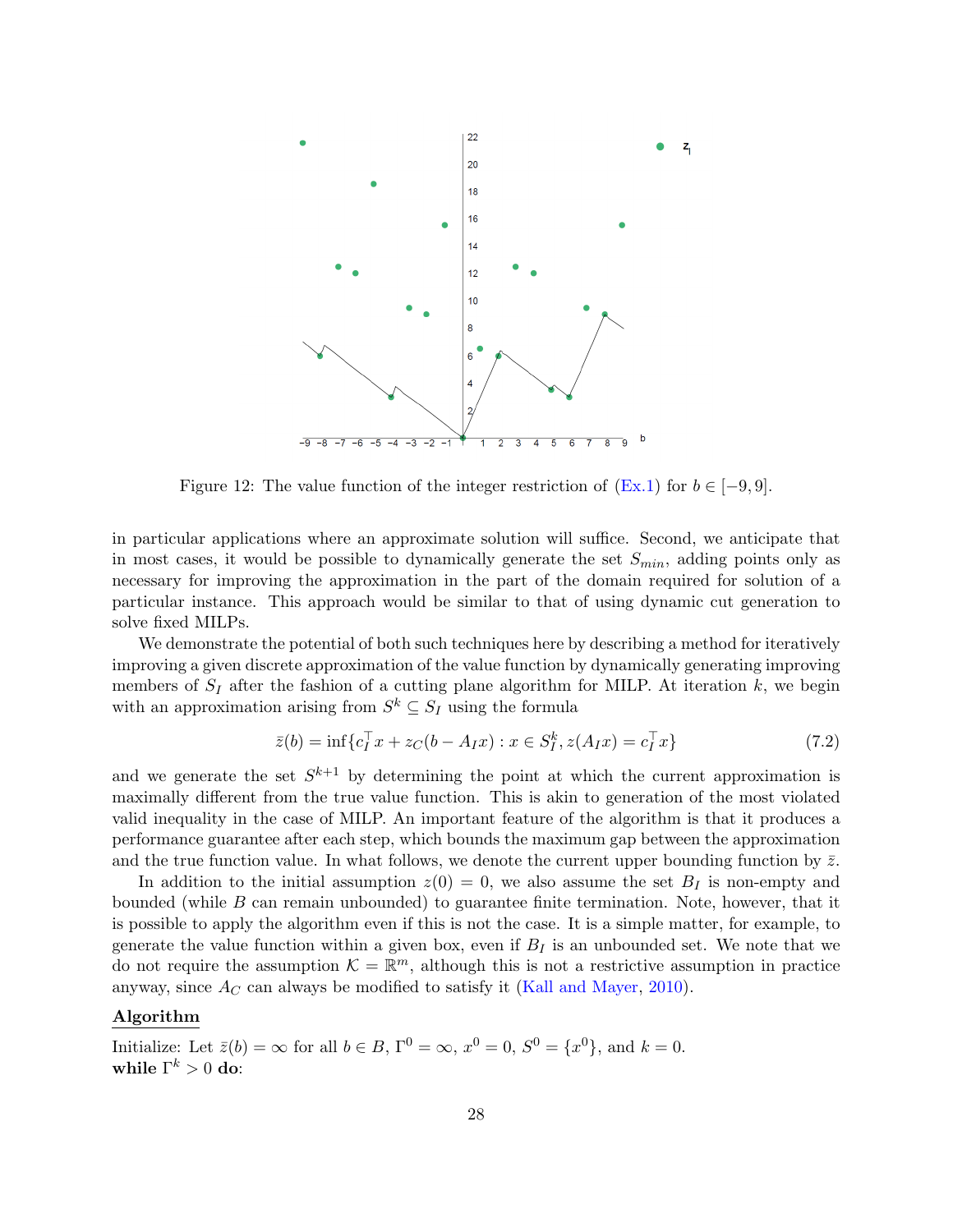Figure 12: The value function of the integer restriction of (Ex.1) for $b \in [-9, 9]$.

in particular applications where an approximate solution will suffice. Second, we anticipate that in most cases, it would be possible to dynamically generate the set $S_{min}$, adding points only as necessary for improving the approximation in the part of the domain required for solution of a particular instance. This approach would be similar to that of using dynamic cut generation to solve fixed MILPs.

We demonstrate the potential of both such techniques here by describing a method for iteratively improving a given discrete approximation of the value function by dynamically generating improving members of $S_I$ after the fashion of a cutting plane algorithm for MILP. At iteration $k$, we begin with an approximation arising from $S^k \subseteq S_I$ using the formula

$$\bar{z}(b) = \inf\{c_I^\top x + z_C(b - A_I x) : x \in S_I^k, z(A_I x) = c_I^\top x\} \tag{7.2}$$

and we generate the set $S^{k+1}$ by determining the point at which the current approximation is maximally different from the true value function. This is akin to generation of the most violated valid inequality in the case of MILP. An important feature of the algorithm is that it produces a performance guarantee after each step, which bounds the maximum gap between the approximation and the true function value. In what follows, we denote the current upper bounding function by $\bar{z}$.

In addition to the initial assumption $z(0) = 0$, we also assume the set $B_I$ is non-empty and bounded (while $B$ can remain unbounded) to guarantee finite termination. Note, however, that it is possible to apply the algorithm even if this is not the case. It is a simple matter, for example, to generate the value function within a given box, even if $B_I$ is an unbounded set. We note that we do not require the assumption $\mathcal{K} = \mathbb{R}^m$, although this is not a restrictive assumption in practice anyway, since $A_C$ can always be modified to satisfy it (Kall and Mayer, 2010).

**Algorithm**

Initialize: Let $\bar{z}(b) = \infty$ for all $b \in B$, $\Gamma^0 = \infty$, $x^0 = 0$, $S^0 = \{x^0\}$, and $k = 0$.
**while** $\Gamma^k > 0$ **do**: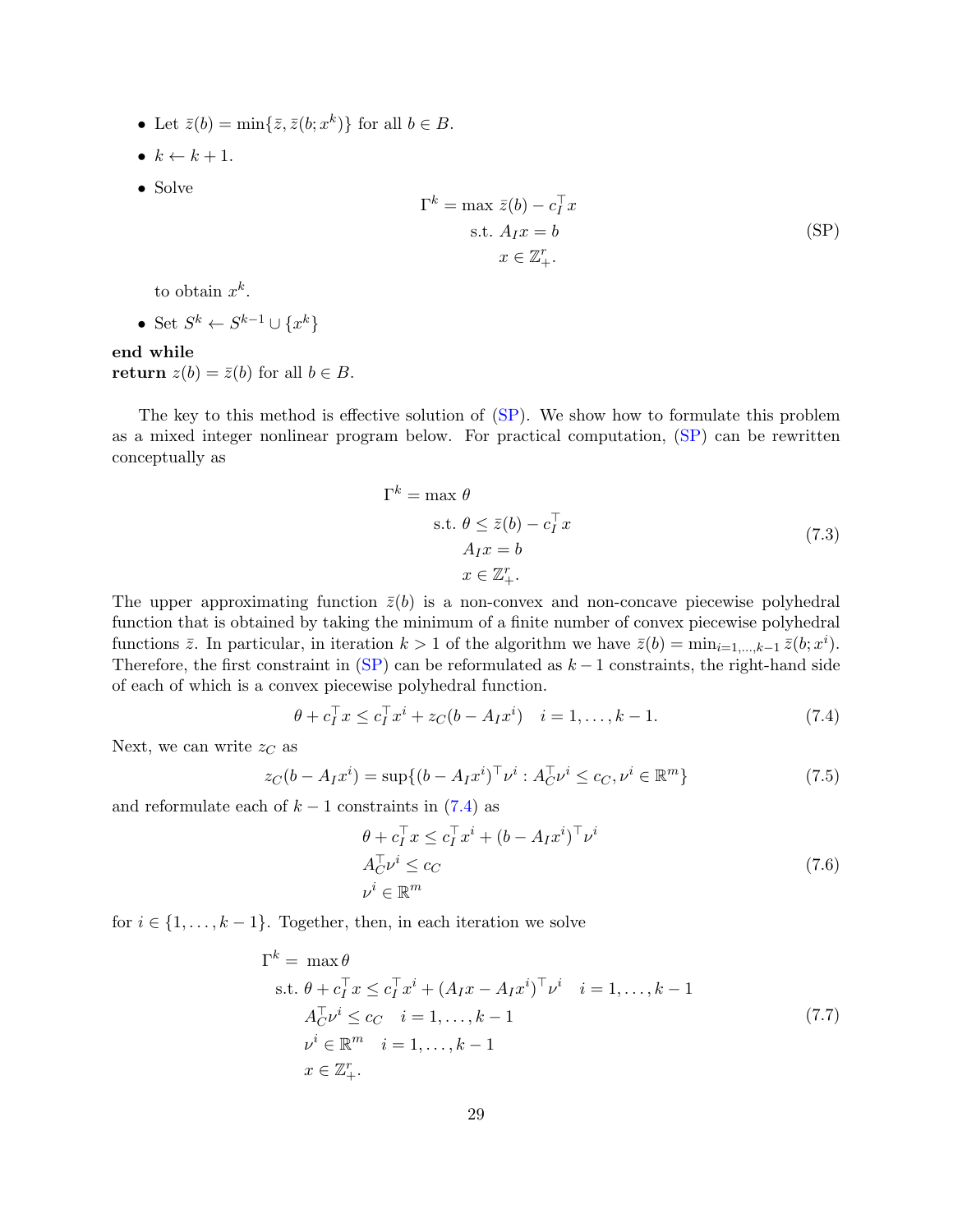- Let $\bar{z}(b) = \min\{\bar{z}, \bar{z}(b; x^k)\}$ for all $b \in B$.
- $k \leftarrow k + 1$.
- Solve

$$
\begin{aligned}
\Gamma^k = \max\ & \bar{z}(b) - c_I^\top x \\
\text{s.t. } & A_I x = b \\
& x \in \mathbb{Z}_+^r.
\end{aligned}
\tag{SP}
$$

  to obtain $x^k$.
- Set $S^k \leftarrow S^{k-1} \cup \{x^k\}$

**end while**
**return** $z(b) = \bar{z}(b)$ for all $b \in B$.

The key to this method is effective solution of (SP). We show how to formulate this problem as a mixed integer nonlinear program below. For practical computation, (SP) can be rewritten conceptually as

$$
\begin{aligned}
\Gamma^k = \max\ & \theta \\
\text{s.t. } & \theta \leq \bar{z}(b) - c_I^\top x \\
& A_I x = b \\
& x \in \mathbb{Z}_+^r.
\end{aligned}
\tag{7.3}
$$

The upper approximating function $\bar{z}(b)$ is a non-convex and non-concave piecewise polyhedral function that is obtained by taking the minimum of a finite number of convex piecewise polyhedral functions $\bar{z}$. In particular, in iteration $k > 1$ of the algorithm we have $\bar{z}(b) = \min_{i=1,\ldots,k-1} \bar{z}(b; x^i)$. Therefore, the first constraint in (SP) can be reformulated as $k - 1$ constraints, the right-hand side of each of which is a convex piecewise polyhedral function.

$$
\theta + c_I^\top x \leq c_I^\top x^i + z_C(b - A_I x^i) \quad i = 1, \ldots, k-1. \tag{7.4}
$$

Next, we can write $z_C$ as

$$
z_C(b - A_I x^i) = \sup\{(b - A_I x^i)^\top \nu^i : A_C^\top \nu^i \leq c_C, \nu^i \in \mathbb{R}^m\} \tag{7.5}
$$

and reformulate each of $k - 1$ constraints in (7.4) as

$$
\begin{aligned}
& \theta + c_I^\top x \leq c_I^\top x^i + (b - A_I x^i)^\top \nu^i \\
& A_C^\top \nu^i \leq c_C \\
& \nu^i \in \mathbb{R}^m
\end{aligned}
\tag{7.6}
$$

for $i \in \{1, \ldots, k-1\}$. Together, then, in each iteration we solve

$$
\begin{aligned}
\Gamma^k = \ & \max \theta \\
\text{s.t. } & \theta + c_I^\top x \leq c_I^\top x^i + (A_I x - A_I x^i)^\top \nu^i \quad i = 1, \ldots, k-1 \\
& A_C^\top \nu^i \leq c_C \quad i = 1, \ldots, k-1 \\
& \nu^i \in \mathbb{R}^m \quad i = 1, \ldots, k-1 \\
& x \in \mathbb{Z}_+^r.
\end{aligned}
\tag{7.7}
$$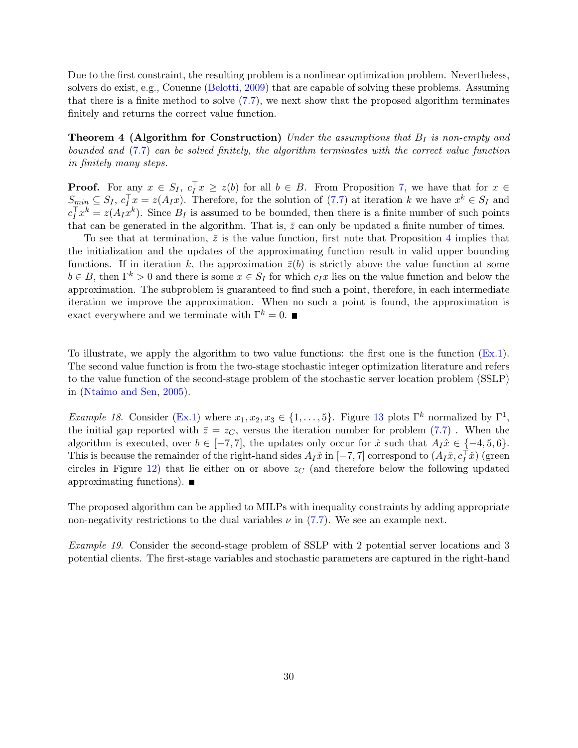Due to the first constraint, the resulting problem is a nonlinear optimization problem. Nevertheless, solvers do exist, e.g., Couenne (Belotti, 2009) that are capable of solving these problems. Assuming that there is a finite method to solve (7.7), we next show that the proposed algorithm terminates finitely and returns the correct value function.

**Theorem 4 (Algorithm for Construction)** *Under the assumptions that $B_I$ is non-empty and bounded and (7.7) can be solved finitely, the algorithm terminates with the correct value function in finitely many steps.*

**Proof.** For any $x \in S_I$, $c_I^\top x \geq z(b)$ for all $b \in B$. From Proposition 7, we have that for $x \in S_{min} \subseteq S_I$, $c_I^\top x = z(A_I x)$. Therefore, for the solution of (7.7) at iteration $k$ we have $x^k \in S_I$ and $c_I^\top x^k = z(A_I x^k)$. Since $B_I$ is assumed to be bounded, then there is a finite number of such points that can be generated in the algorithm. That is, $\bar{z}$ can only be updated a finite number of times.

To see that at termination, $\bar{z}$ is the value function, first note that Proposition 4 implies that the initialization and the updates of the approximating function result in valid upper bounding functions. If in iteration $k$, the approximation $\bar{z}(b)$ is strictly above the value function at some $b \in B$, then $\Gamma^k > 0$ and there is some $x \in S_I$ for which $c_I x$ lies on the value function and below the approximation. The subproblem is guaranteed to find such a point, therefore, in each intermediate iteration we improve the approximation. When no such a point is found, the approximation is exact everywhere and we terminate with $\Gamma^k = 0$. ∎

To illustrate, we apply the algorithm to two value functions: the first one is the function (Ex.1). The second value function is from the two-stage stochastic integer optimization literature and refers to the value function of the second-stage problem of the stochastic server location problem (SSLP) in (Ntaimo and Sen, 2005).

*Example 18.* Consider (Ex.1) where $x_1, x_2, x_3 \in \{1, \ldots, 5\}$. Figure 13 plots $\Gamma^k$ normalized by $\Gamma^1$, the initial gap reported with $\bar{z} = z_C$, versus the iteration number for problem (7.7) . When the algorithm is executed, over $b \in [-7, 7]$, the updates only occur for $\hat{x}$ such that $A_I \hat{x} \in \{-4, 5, 6\}$. This is because the remainder of the right-hand sides $A_I \hat{x}$ in $[-7, 7]$ correspond to $(A_I \hat{x}, c_I^\top \hat{x})$ (green circles in Figure 12) that lie either on or above $z_C$ (and therefore below the following updated approximating functions). ∎

The proposed algorithm can be applied to MILPs with inequality constraints by adding appropriate non-negativity restrictions to the dual variables $\nu$ in (7.7). We see an example next.

*Example 19.* Consider the second-stage problem of SSLP with 2 potential server locations and 3 potential clients. The first-stage variables and stochastic parameters are captured in the right-hand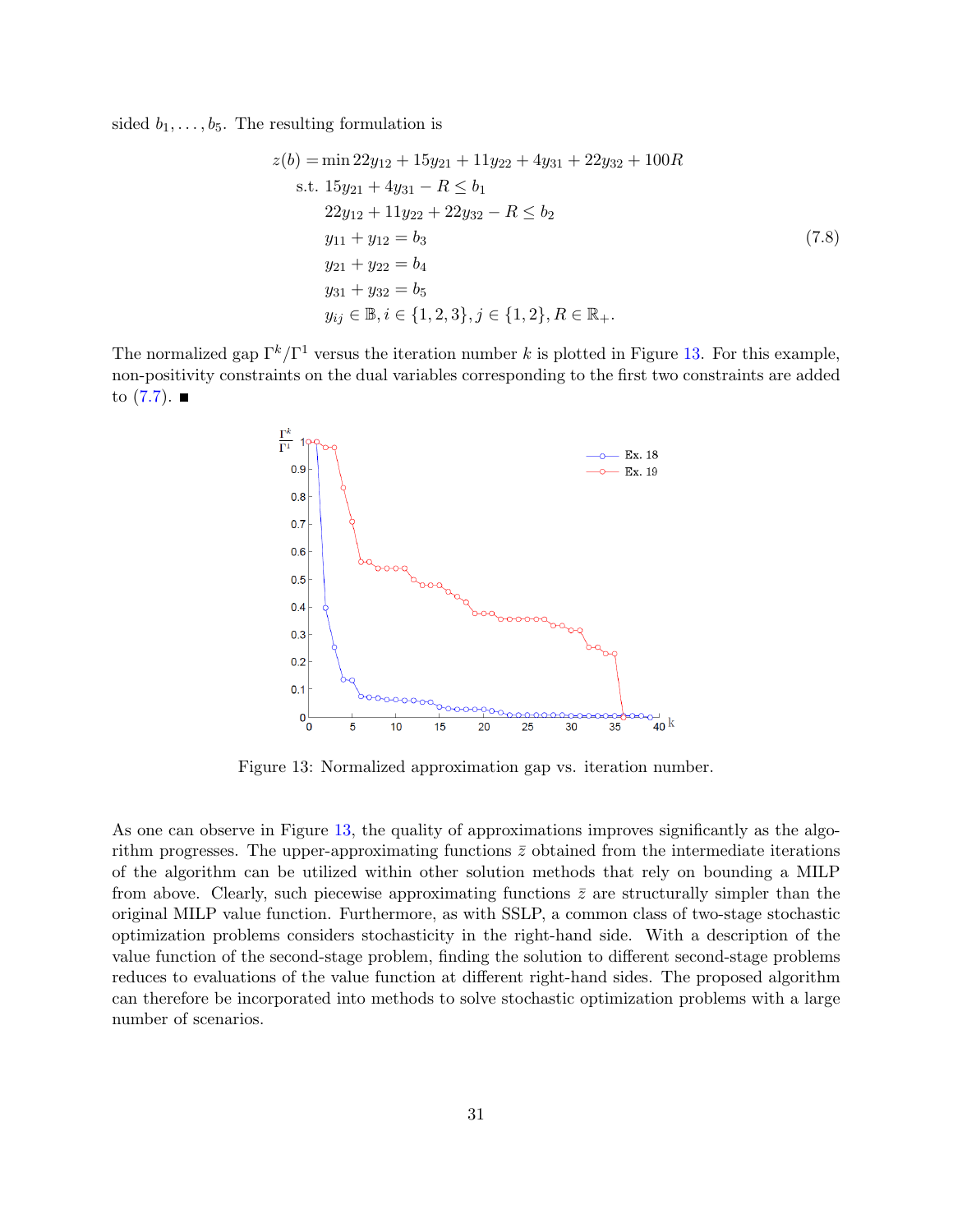sided $b_1, \ldots, b_5$. The resulting formulation is

$$
\begin{aligned}
z(b) = \min\ & 22y_{12} + 15y_{21} + 11y_{22} + 4y_{31} + 22y_{32} + 100R \\
\text{s.t. } & 15y_{21} + 4y_{31} - R \leq b_1 \\
& 22y_{12} + 11y_{22} + 22y_{32} - R \leq b_2 \\
& y_{11} + y_{12} = b_3 \\
& y_{21} + y_{22} = b_4 \\
& y_{31} + y_{32} = b_5 \\
& y_{ij} \in \mathbb{B}, i \in \{1,2,3\}, j \in \{1,2\}, R \in \mathbb{R}_+.
\end{aligned}
\tag{7.8}
$$

The normalized gap $\Gamma^k/\Gamma^1$ versus the iteration number $k$ is plotted in Figure 13. For this example, non-positivity constraints on the dual variables corresponding to the first two constraints are added to (7.7). ■

Figure 13: Normalized approximation gap vs. iteration number.

As one can observe in Figure 13, the quality of approximations improves significantly as the algorithm progresses. The upper-approximating functions $\bar{z}$ obtained from the intermediate iterations of the algorithm can be utilized within other solution methods that rely on bounding a MILP from above. Clearly, such piecewise approximating functions $\bar{z}$ are structurally simpler than the original MILP value function. Furthermore, as with SSLP, a common class of two-stage stochastic optimization problems considers stochasticity in the right-hand side. With a description of the value function of the second-stage problem, finding the solution to different second-stage problems reduces to evaluations of the value function at different right-hand sides. The proposed algorithm can therefore be incorporated into methods to solve stochastic optimization problems with a large number of scenarios.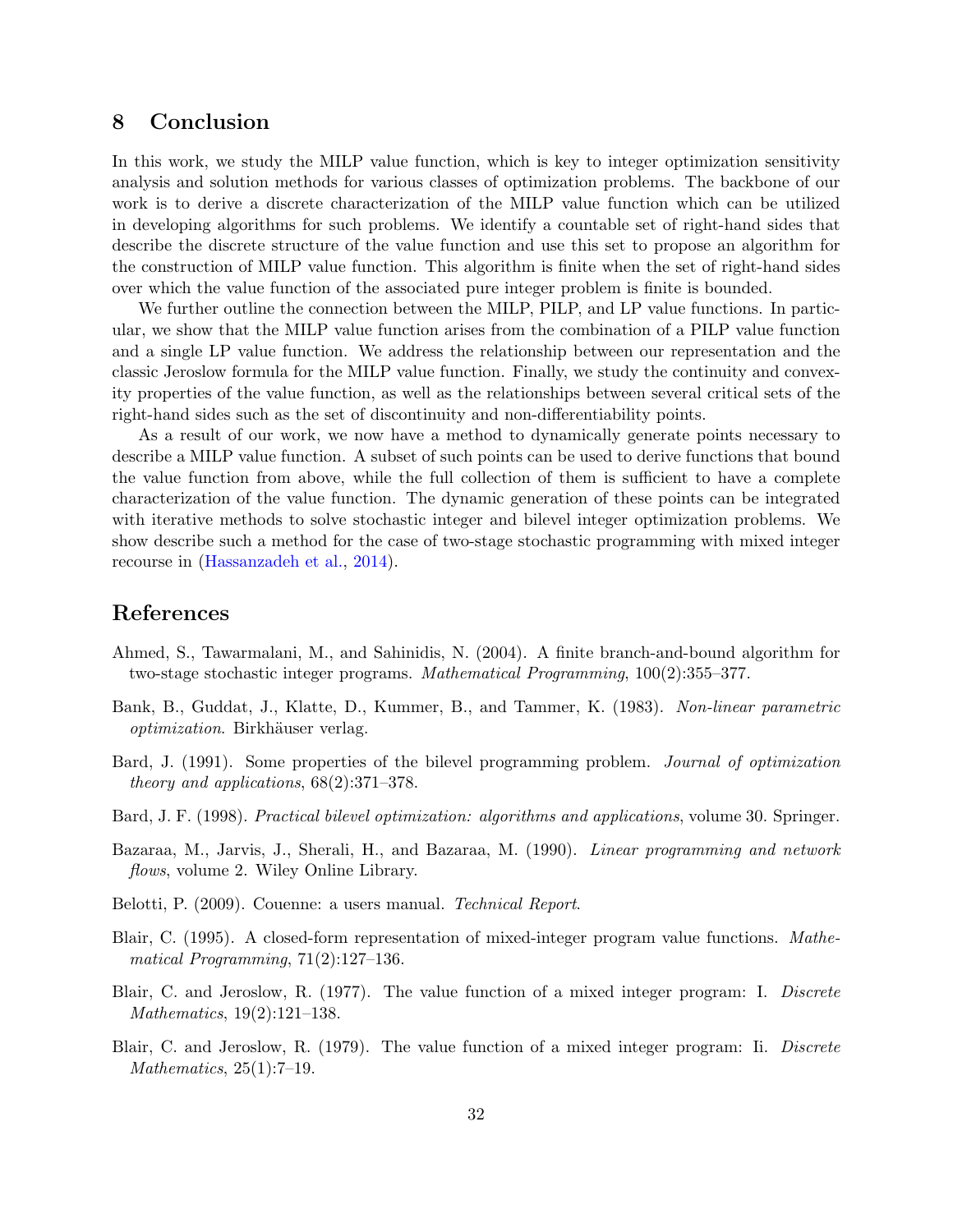## 8 Conclusion

In this work, we study the MILP value function, which is key to integer optimization sensitivity analysis and solution methods for various classes of optimization problems. The backbone of our work is to derive a discrete characterization of the MILP value function which can be utilized in developing algorithms for such problems. We identify a countable set of right-hand sides that describe the discrete structure of the value function and use this set to propose an algorithm for the construction of MILP value function. This algorithm is finite when the set of right-hand sides over which the value function of the associated pure integer problem is finite is bounded.

We further outline the connection between the MILP, PILP, and LP value functions. In particular, we show that the MILP value function arises from the combination of a PILP value function and a single LP value function. We address the relationship between our representation and the classic Jeroslow formula for the MILP value function. Finally, we study the continuity and convexity properties of the value function, as well as the relationships between several critical sets of the right-hand sides such as the set of discontinuity and non-differentiability points.

As a result of our work, we now have a method to dynamically generate points necessary to describe a MILP value function. A subset of such points can be used to derive functions that bound the value function from above, while the full collection of them is sufficient to have a complete characterization of the value function. The dynamic generation of these points can be integrated with iterative methods to solve stochastic integer and bilevel integer optimization problems. We show describe such a method for the case of two-stage stochastic programming with mixed integer recourse in (Hassanzadeh et al., 2014).

## References

Ahmed, S., Tawarmalani, M., and Sahinidis, N. (2004). A finite branch-and-bound algorithm for two-stage stochastic integer programs. *Mathematical Programming*, 100(2):355–377.

Bank, B., Guddat, J., Klatte, D., Kummer, B., and Tammer, K. (1983). *Non-linear parametric optimization*. Birkhäuser verlag.

Bard, J. (1991). Some properties of the bilevel programming problem. *Journal of optimization theory and applications*, 68(2):371–378.

Bard, J. F. (1998). *Practical bilevel optimization: algorithms and applications*, volume 30. Springer.

Bazaraa, M., Jarvis, J., Sherali, H., and Bazaraa, M. (1990). *Linear programming and network flows*, volume 2. Wiley Online Library.

Belotti, P. (2009). Couenne: a users manual. *Technical Report*.

Blair, C. (1995). A closed-form representation of mixed-integer program value functions. *Mathematical Programming*, 71(2):127–136.

Blair, C. and Jeroslow, R. (1977). The value function of a mixed integer program: I. *Discrete Mathematics*, 19(2):121–138.

Blair, C. and Jeroslow, R. (1979). The value function of a mixed integer program: Ii. *Discrete Mathematics*, 25(1):7–19.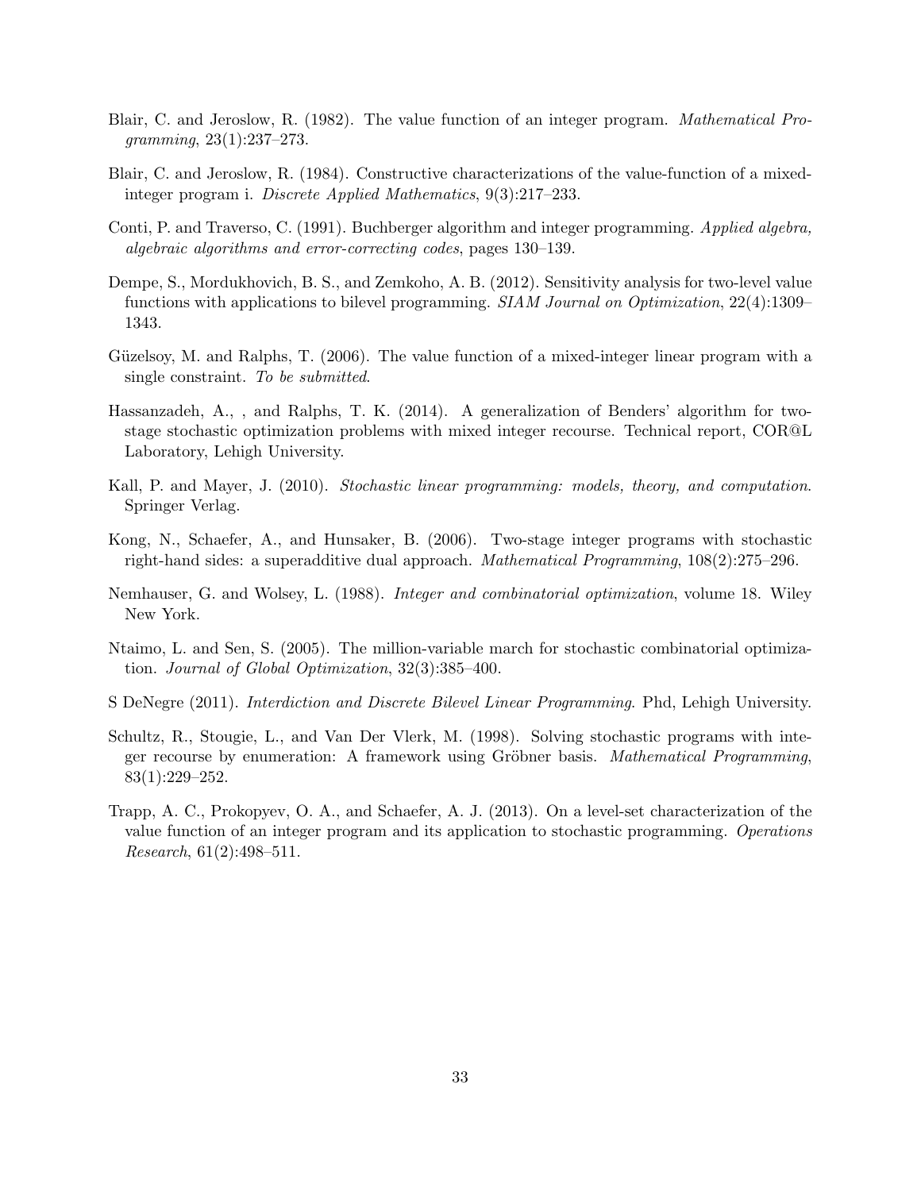Blair, C. and Jeroslow, R. (1982). The value function of an integer program. *Mathematical Programming*, 23(1):237–273.

Blair, C. and Jeroslow, R. (1984). Constructive characterizations of the value-function of a mixed-integer program i. *Discrete Applied Mathematics*, 9(3):217–233.

Conti, P. and Traverso, C. (1991). Buchberger algorithm and integer programming. *Applied algebra, algebraic algorithms and error-correcting codes*, pages 130–139.

Dempe, S., Mordukhovich, B. S., and Zemkoho, A. B. (2012). Sensitivity analysis for two-level value functions with applications to bilevel programming. *SIAM Journal on Optimization*, 22(4):1309–1343.

Güzelsoy, M. and Ralphs, T. (2006). The value function of a mixed-integer linear program with a single constraint. *To be submitted*.

Hassanzadeh, A., , and Ralphs, T. K. (2014). A generalization of Benders' algorithm for two-stage stochastic optimization problems with mixed integer recourse. Technical report, COR@L Laboratory, Lehigh University.

Kall, P. and Mayer, J. (2010). *Stochastic linear programming: models, theory, and computation*. Springer Verlag.

Kong, N., Schaefer, A., and Hunsaker, B. (2006). Two-stage integer programs with stochastic right-hand sides: a superadditive dual approach. *Mathematical Programming*, 108(2):275–296.

Nemhauser, G. and Wolsey, L. (1988). *Integer and combinatorial optimization*, volume 18. Wiley New York.

Ntaimo, L. and Sen, S. (2005). The million-variable march for stochastic combinatorial optimization. *Journal of Global Optimization*, 32(3):385–400.

S DeNegre (2011). *Interdiction and Discrete Bilevel Linear Programming*. Phd, Lehigh University.

Schultz, R., Stougie, L., and Van Der Vlerk, M. (1998). Solving stochastic programs with integer recourse by enumeration: A framework using Gröbner basis. *Mathematical Programming*, 83(1):229–252.

Trapp, A. C., Prokopyev, O. A., and Schaefer, A. J. (2013). On a level-set characterization of the value function of an integer program and its application to stochastic programming. *Operations Research*, 61(2):498–511.